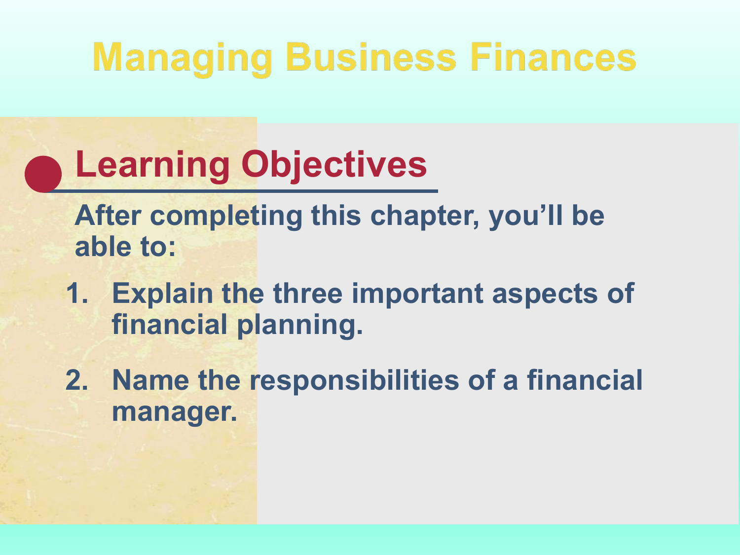# Managing Business Finances

## Learning Objectives

After completing this chapter, you'll be able to:

1. Explain the three important aspects of financial planning.
2. Name the responsibilities of a financial manager.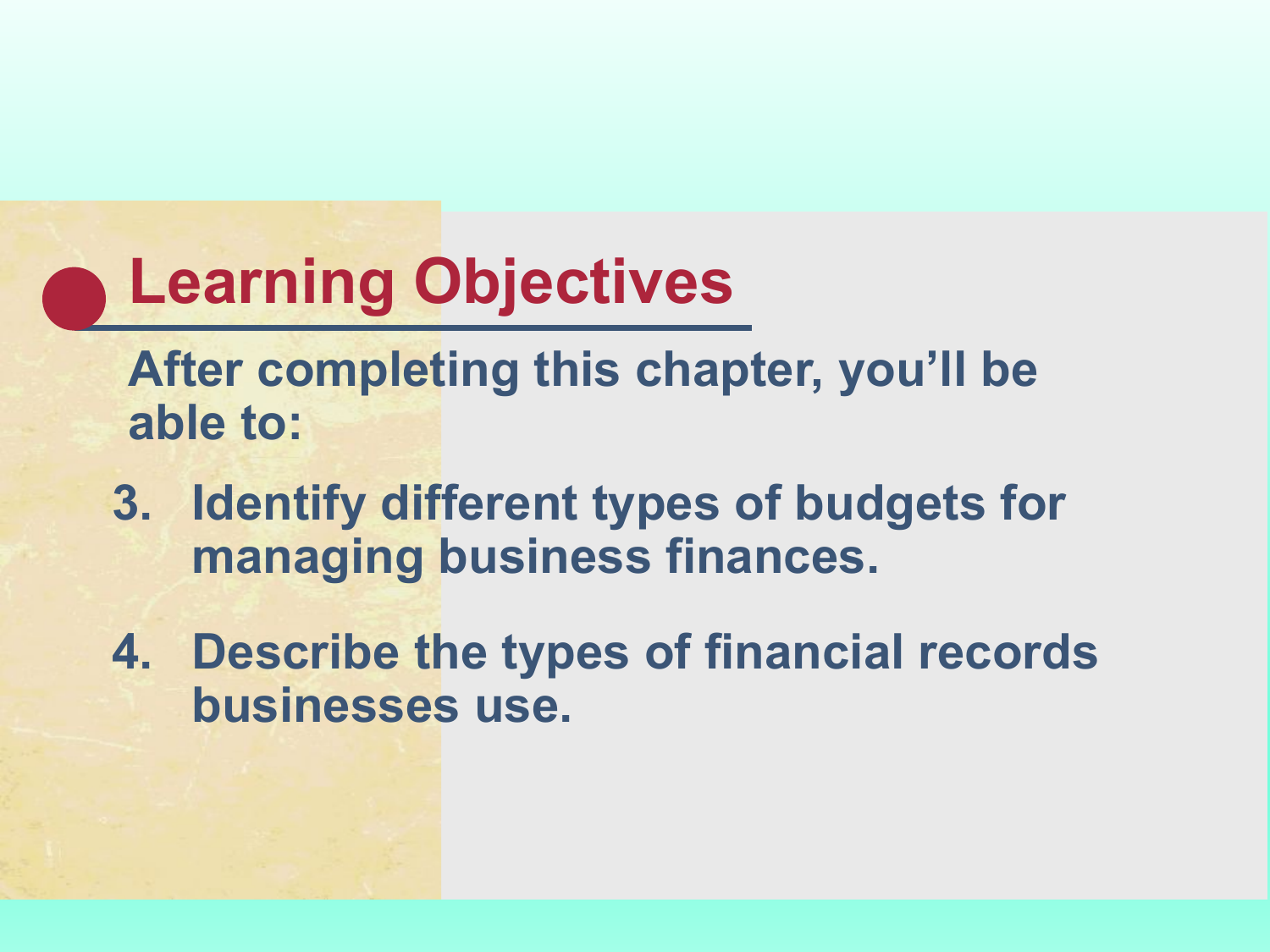## Learning Objectives

After completing this chapter, you'll be able to:

3. Identify different types of budgets for managing business finances.
4. Describe the types of financial records businesses use.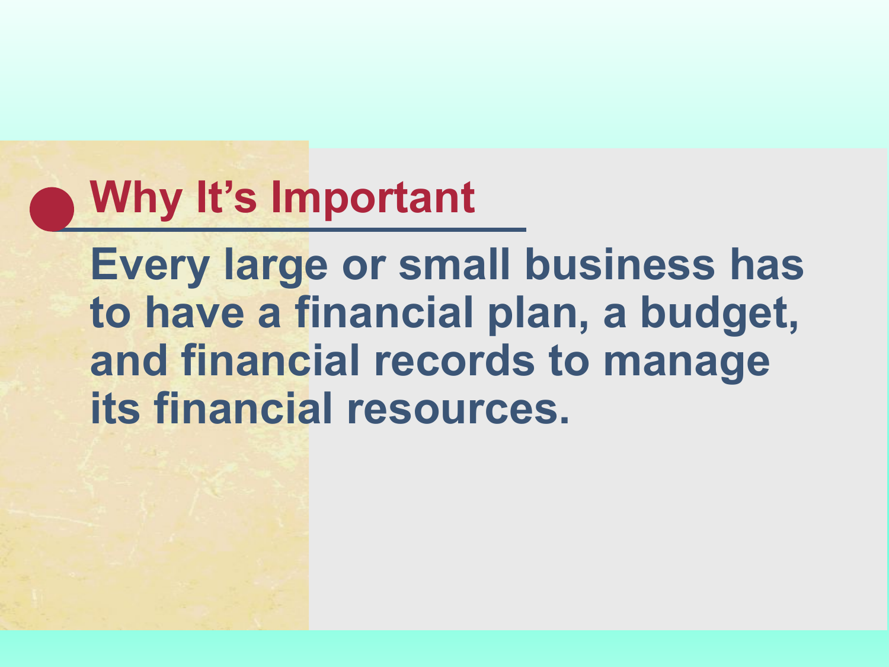## Why It's Important

**Every large or small business has to have a financial plan, a budget, and financial records to manage its financial resources.**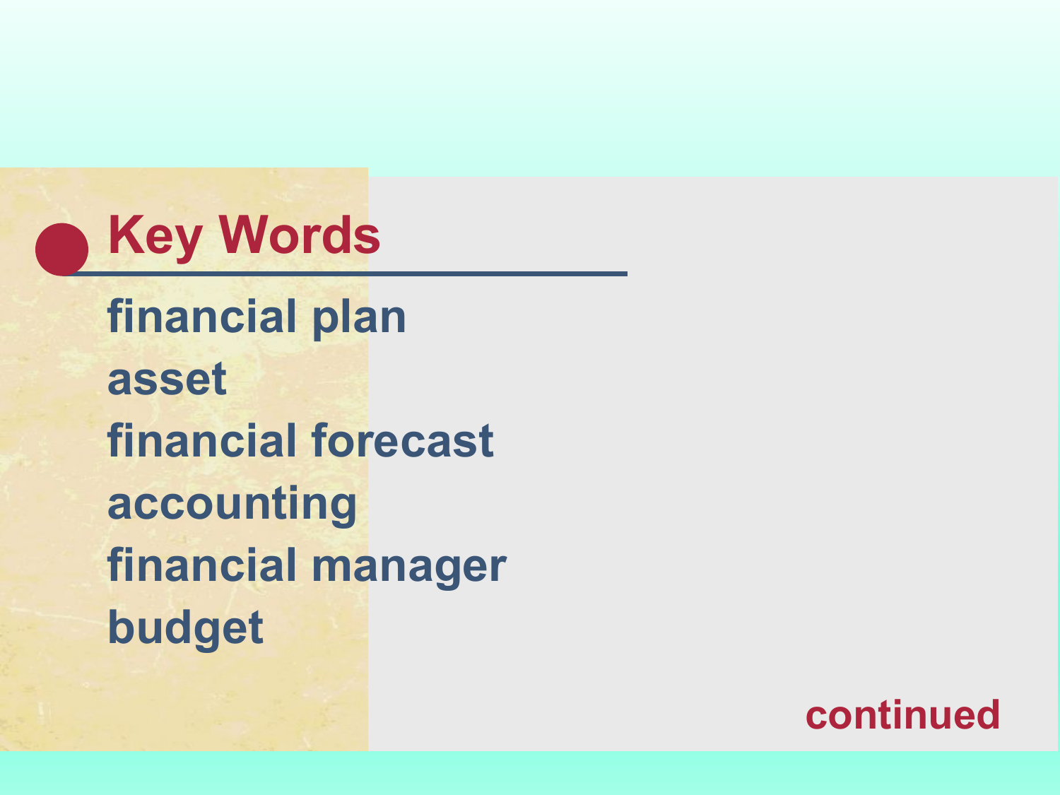## Key Words

- financial plan
- asset
- financial forecast
- accounting
- financial manager
- budget

continued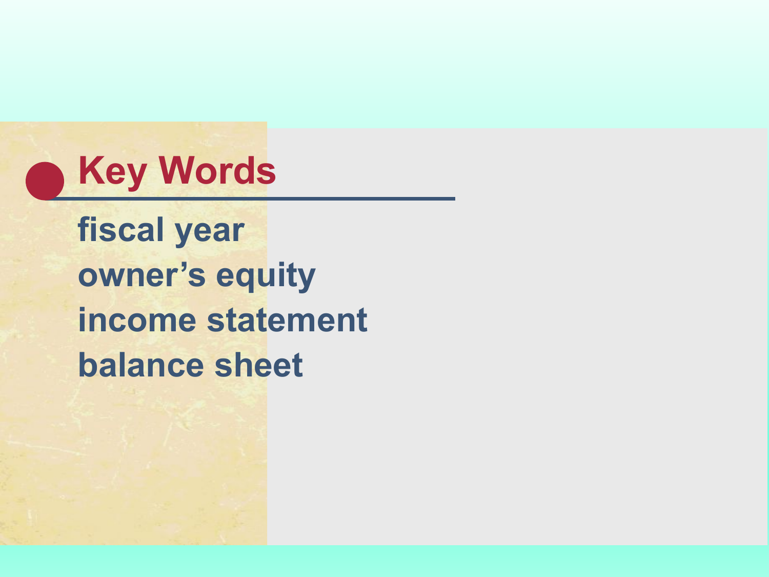## Key Words

fiscal year
owner's equity
income statement
balance sheet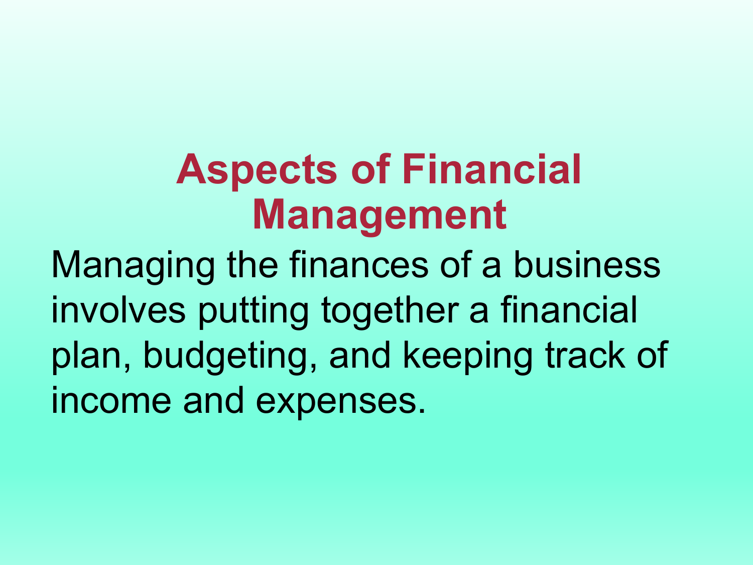# Aspects of Financial Management

Managing the finances of a business involves putting together a financial plan, budgeting, and keeping track of income and expenses.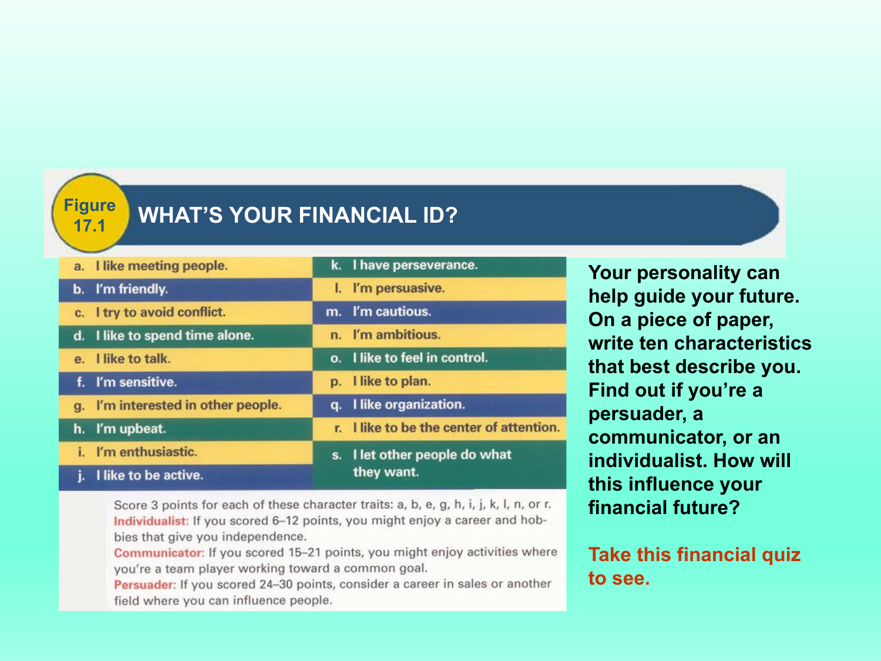# Figure 17.1 WHAT'S YOUR FINANCIAL ID?

| | |
|---|---|
| a. I like meeting people. | k. I have perseverance. |
| b. I'm friendly. | l. I'm persuasive. |
| c. I try to avoid conflict. | m. I'm cautious. |
| d. I like to spend time alone. | n. I'm ambitious. |
| e. I like to talk. | o. I like to feel in control. |
| f. I'm sensitive. | p. I like to plan. |
| g. I'm interested in other people. | q. I like organization. |
| h. I'm upbeat. | r. I like to be the center of attention. |
| i. I'm enthusiastic. | s. I let other people do what they want. |
| j. I like to be active. | |

Score 3 points for each of these character traits: a, b, e, g, h, i, j, k, l, n, or r.

**Individualist:** If you scored 6–12 points, you might enjoy a career and hobbies that give you independence.

**Communicator:** If you scored 15–21 points, you might enjoy activities where you're a team player working toward a common goal.

**Persuader:** If you scored 24–30 points, consider a career in sales or another field where you can influence people.

**Your personality can help guide your future. On a piece of paper, write ten characteristics that best describe you. Find out if you're a persuader, a communicator, or an individualist. How will this influence your financial future?**

**Take this financial quiz to see.**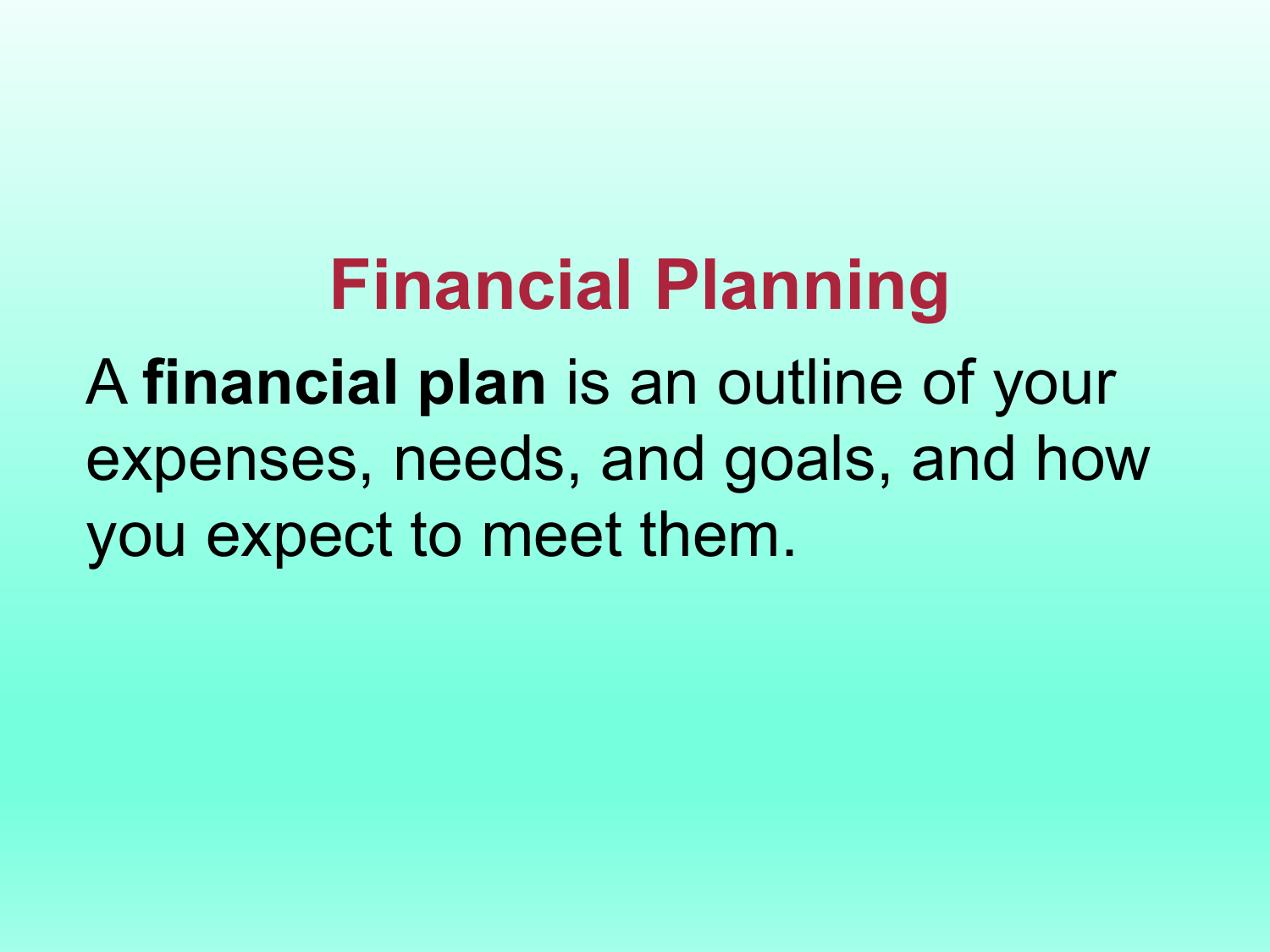# Financial Planning

A **financial plan** is an outline of your expenses, needs, and goals, and how you expect to meet them.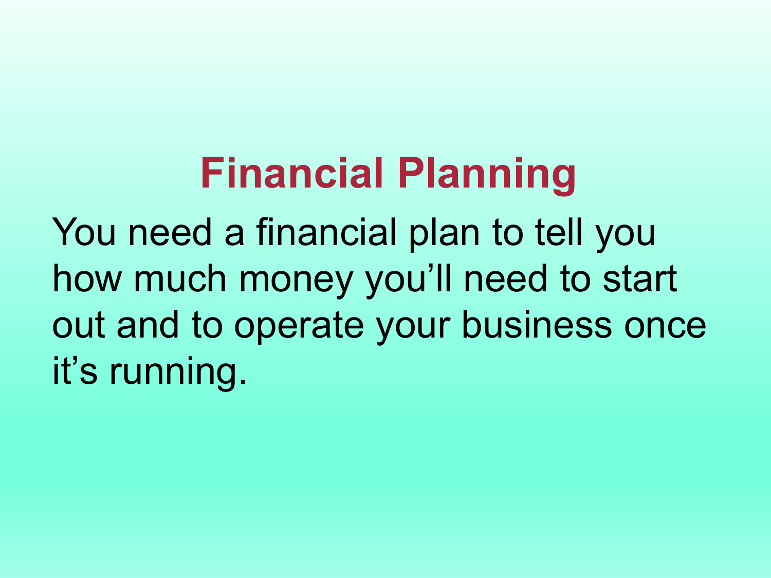# Financial Planning

You need a financial plan to tell you how much money you’ll need to start out and to operate your business once it’s running.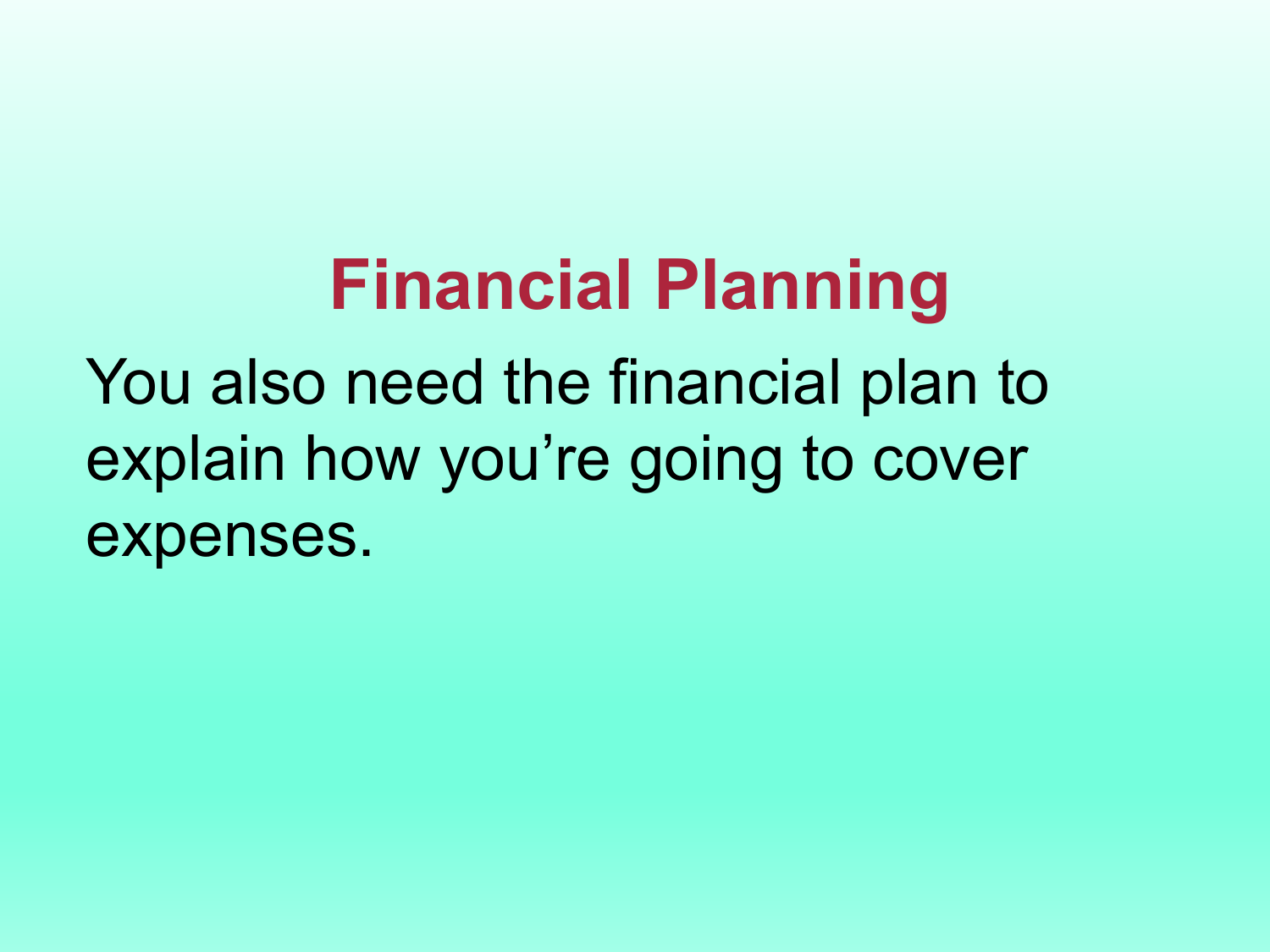# Financial Planning

You also need the financial plan to explain how you’re going to cover expenses.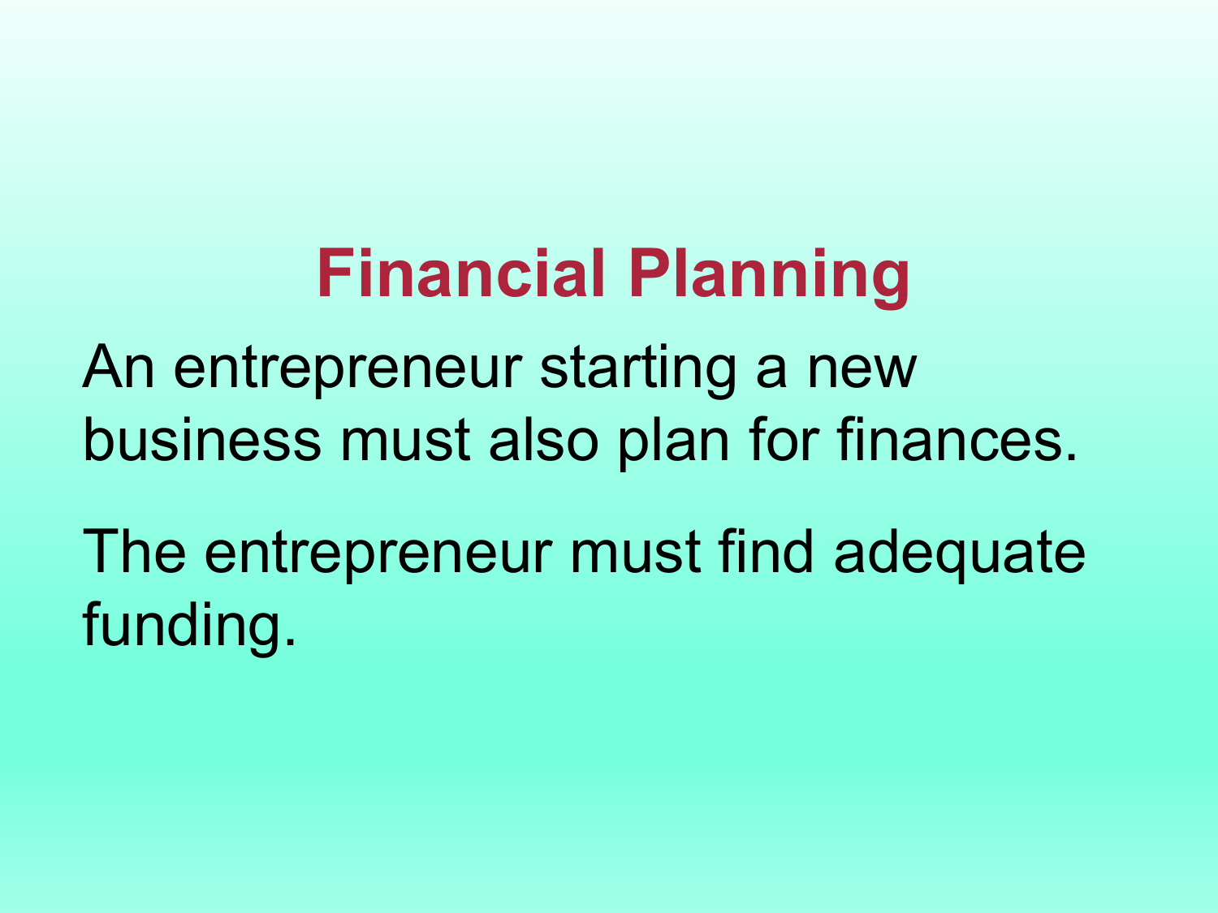# Financial Planning

An entrepreneur starting a new business must also plan for finances.

The entrepreneur must find adequate funding.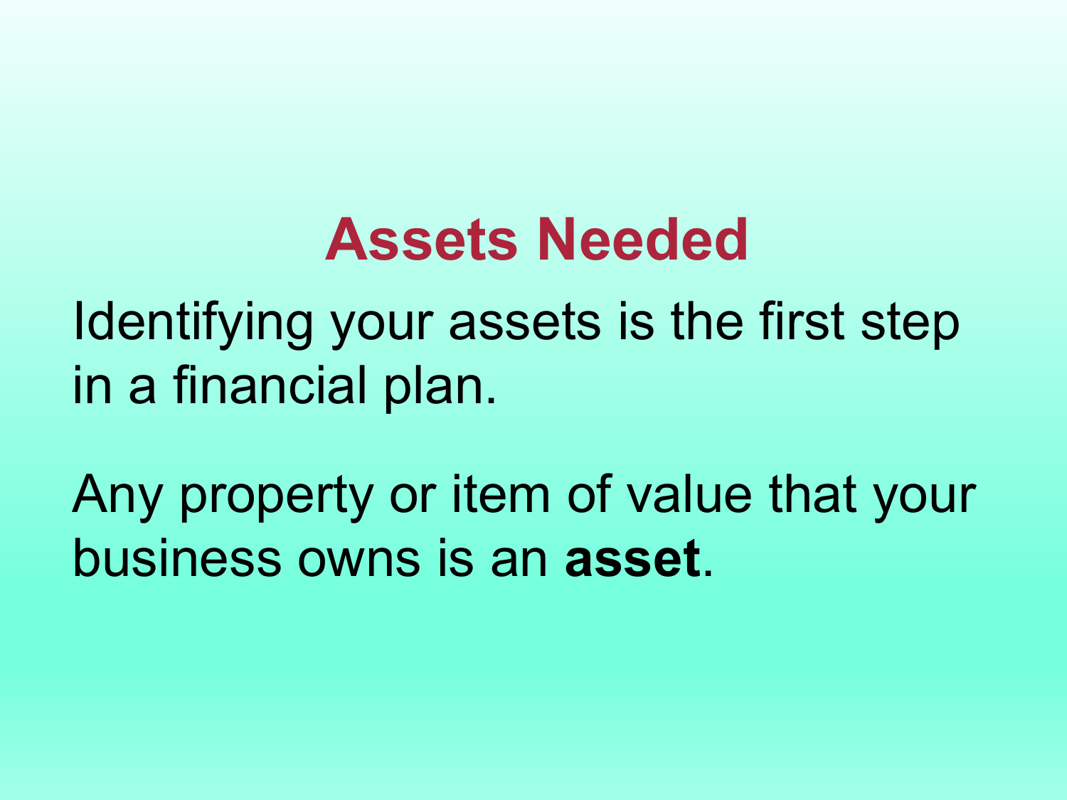# Assets Needed

Identifying your assets is the first step in a financial plan.

Any property or item of value that your business owns is an **asset**.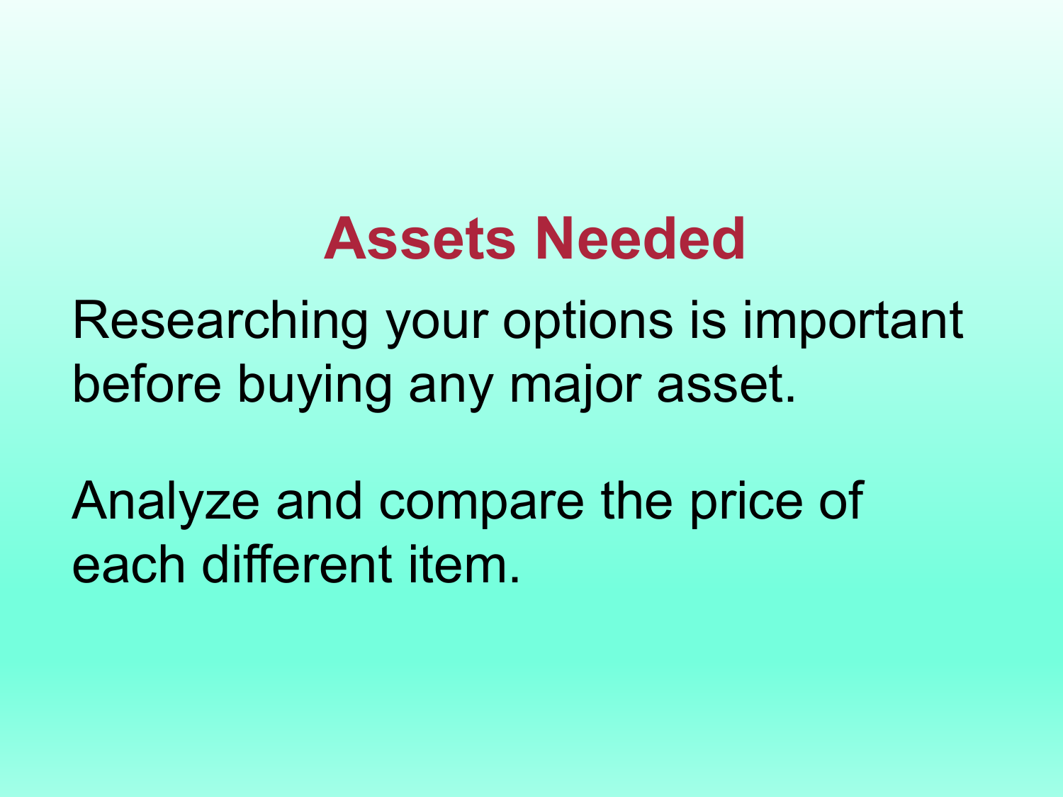# Assets Needed

Researching your options is important before buying any major asset.

Analyze and compare the price of each different item.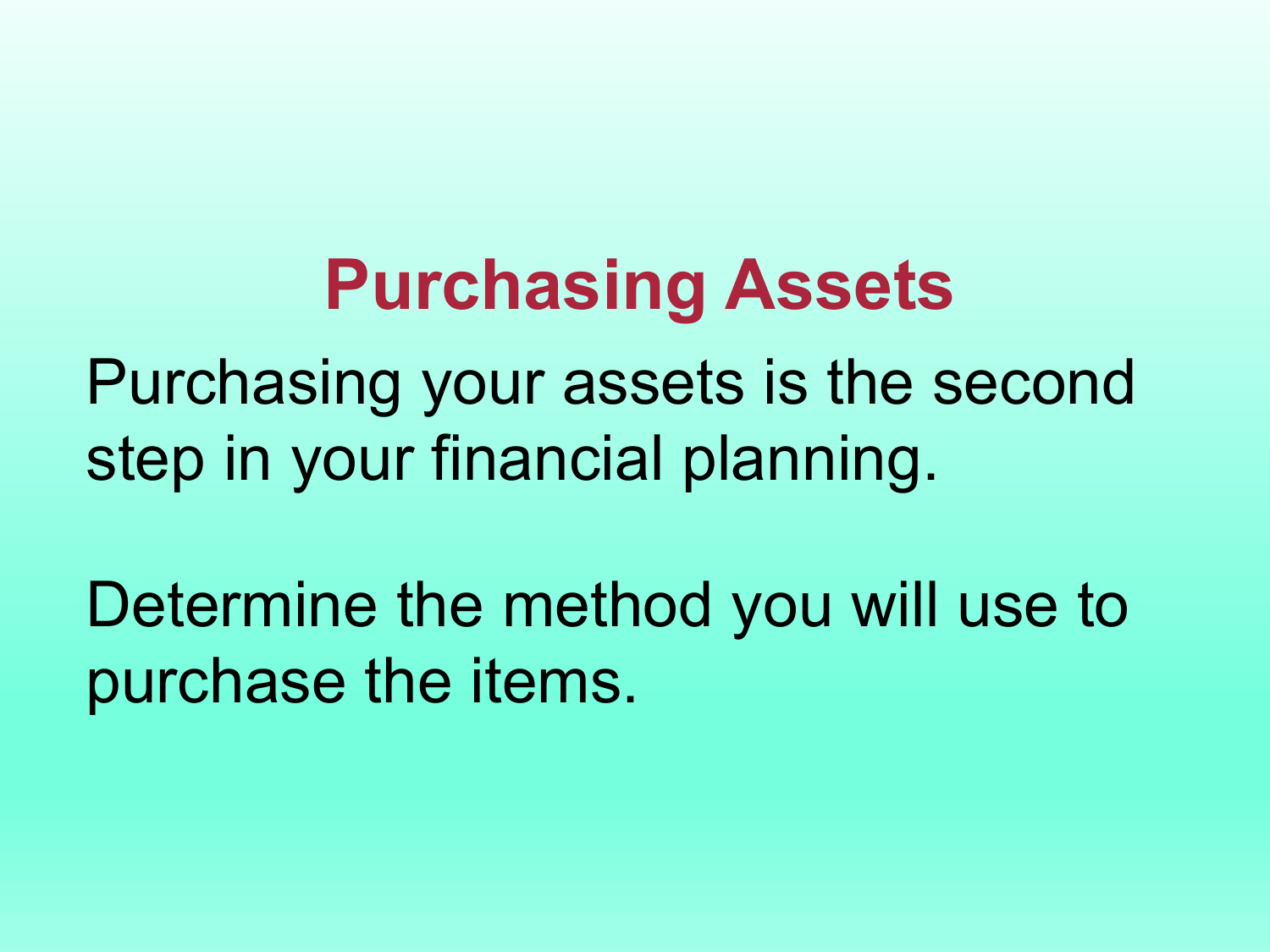# Purchasing Assets

Purchasing your assets is the second step in your financial planning.

Determine the method you will use to purchase the items.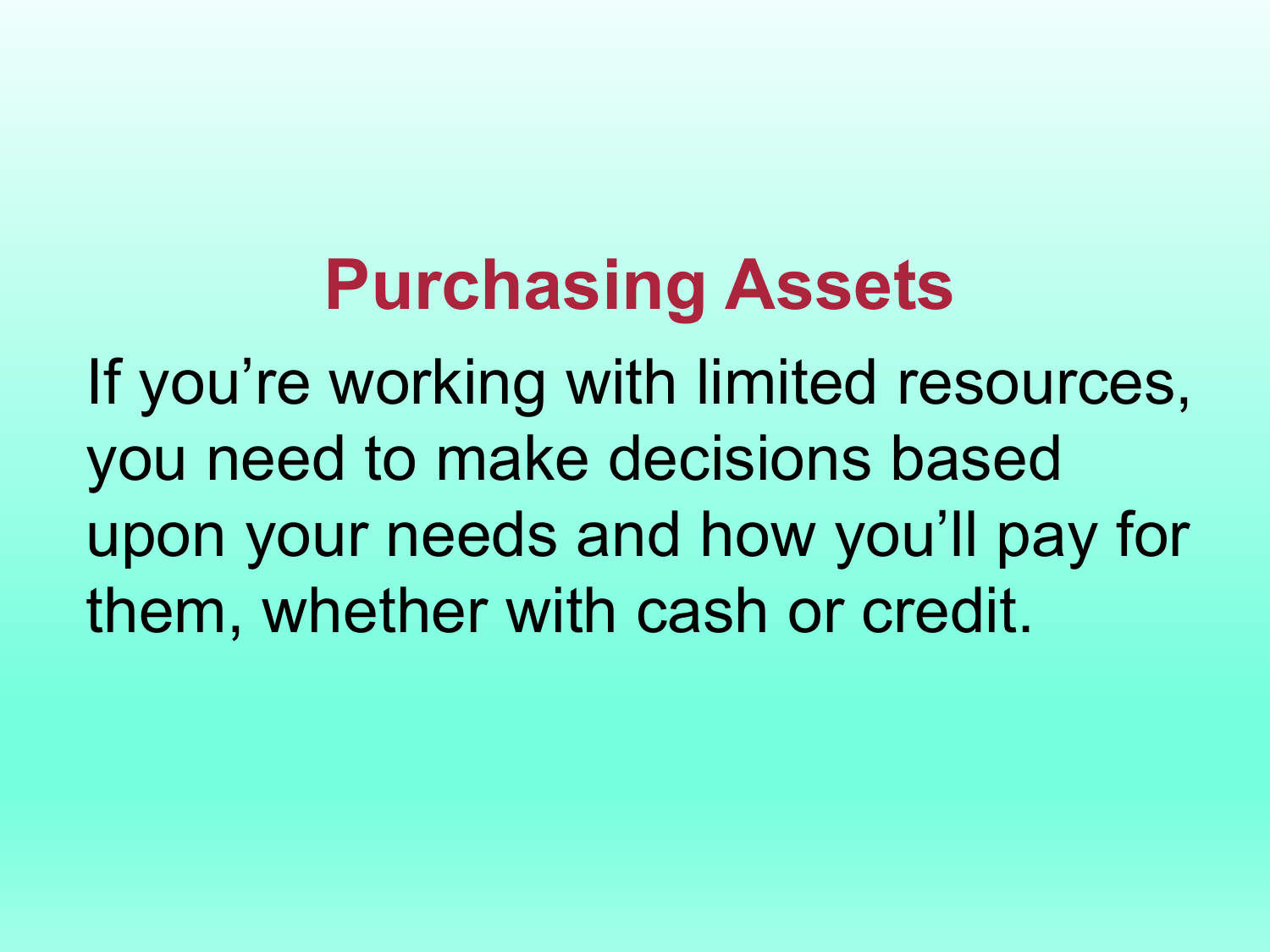# Purchasing Assets

If you’re working with limited resources, you need to make decisions based upon your needs and how you’ll pay for them, whether with cash or credit.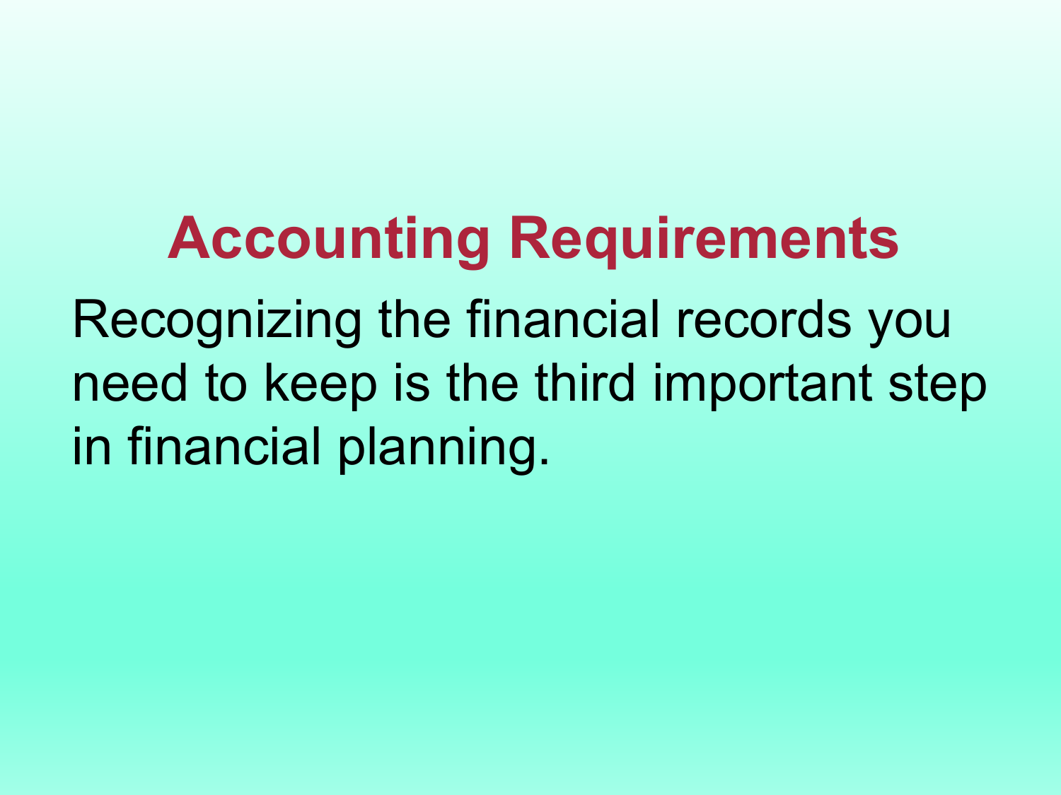# Accounting Requirements

Recognizing the financial records you need to keep is the third important step in financial planning.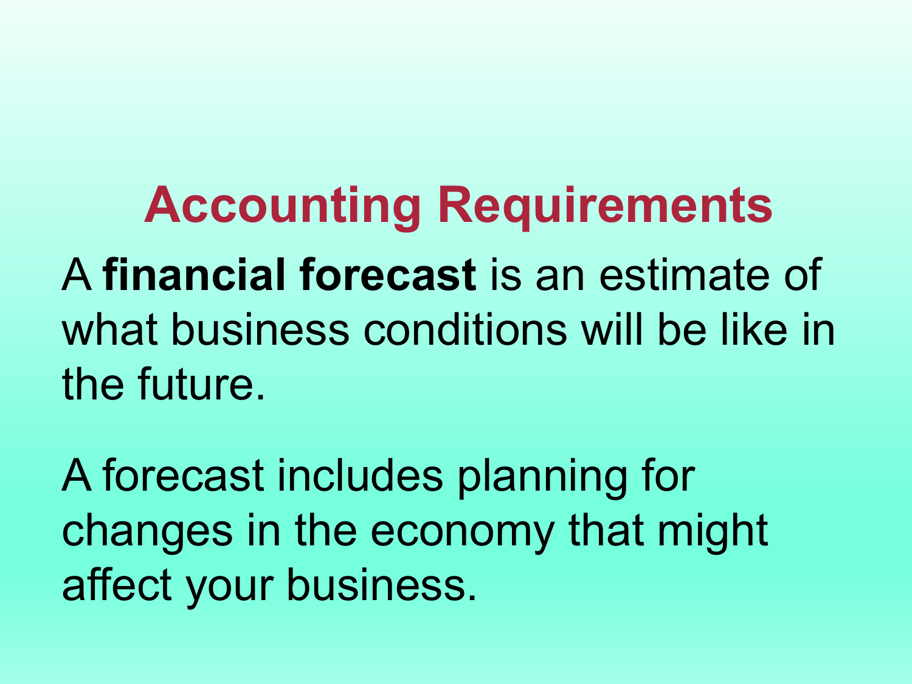# Accounting Requirements

A **financial forecast** is an estimate of what business conditions will be like in the future.

A forecast includes planning for changes in the economy that might affect your business.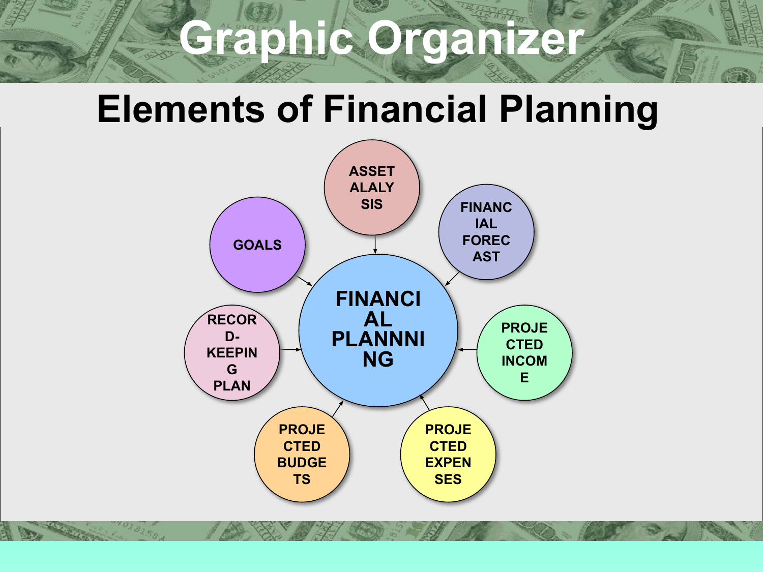# Graphic Organizer

## Elements of Financial Planning

- FINANCIAL PLANNNING
  - GOALS
  - ASSET ALALYSIS
  - FINANCIAL FORECAST
  - PROJECTED INCOME
  - PROJECTED EXPENSES
  - PROJECTED BUDGETS
  - RECORD-KEEPING PLAN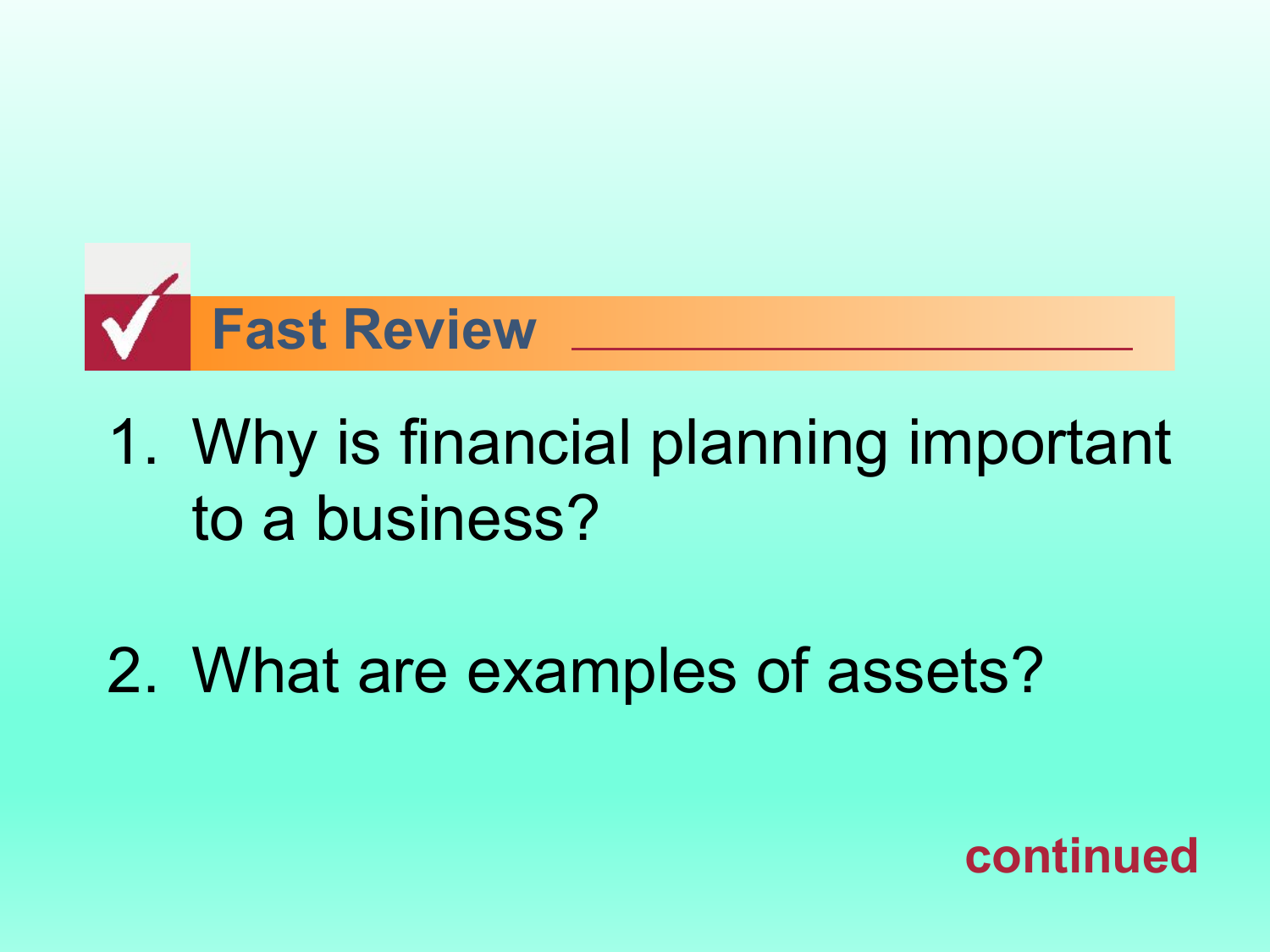## Fast Review

1. Why is financial planning important to a business?

2. What are examples of assets?

**continued**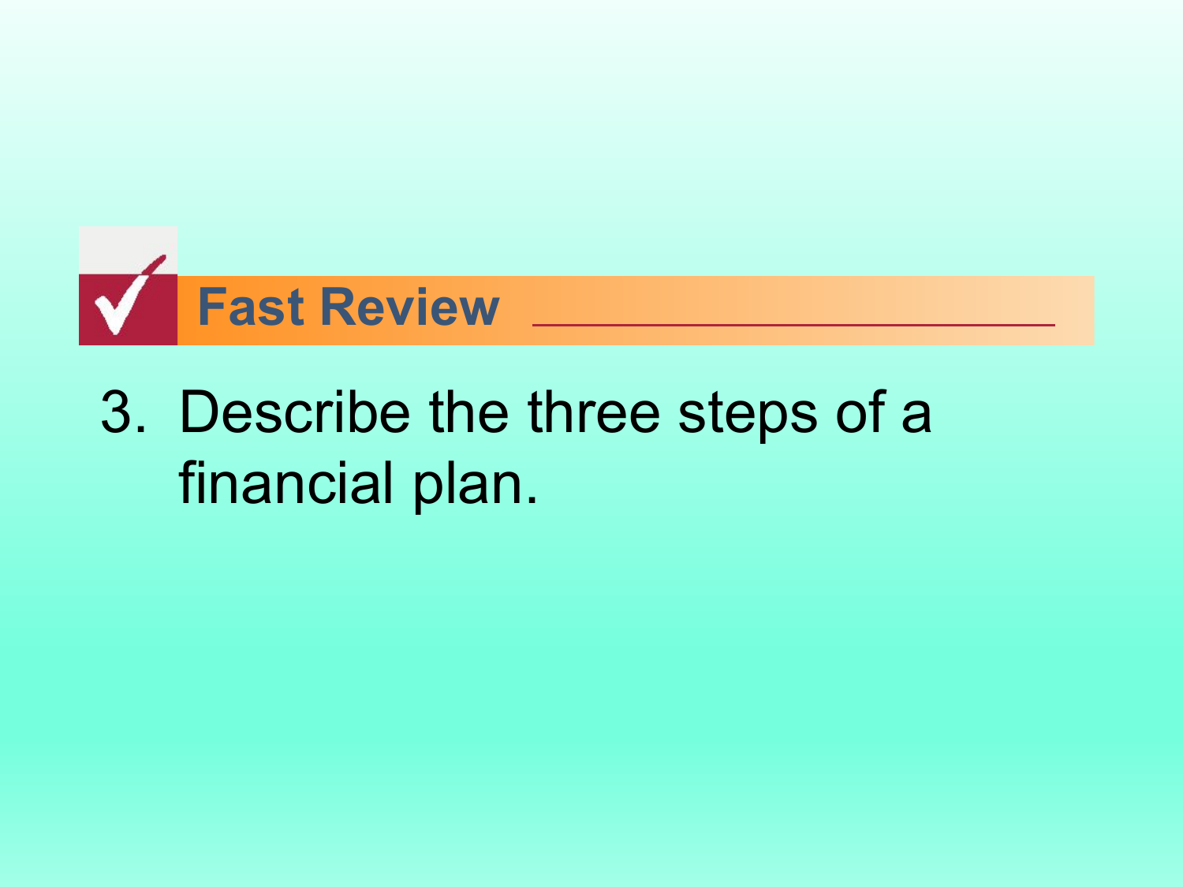## Fast Review

3. Describe the three steps of a financial plan.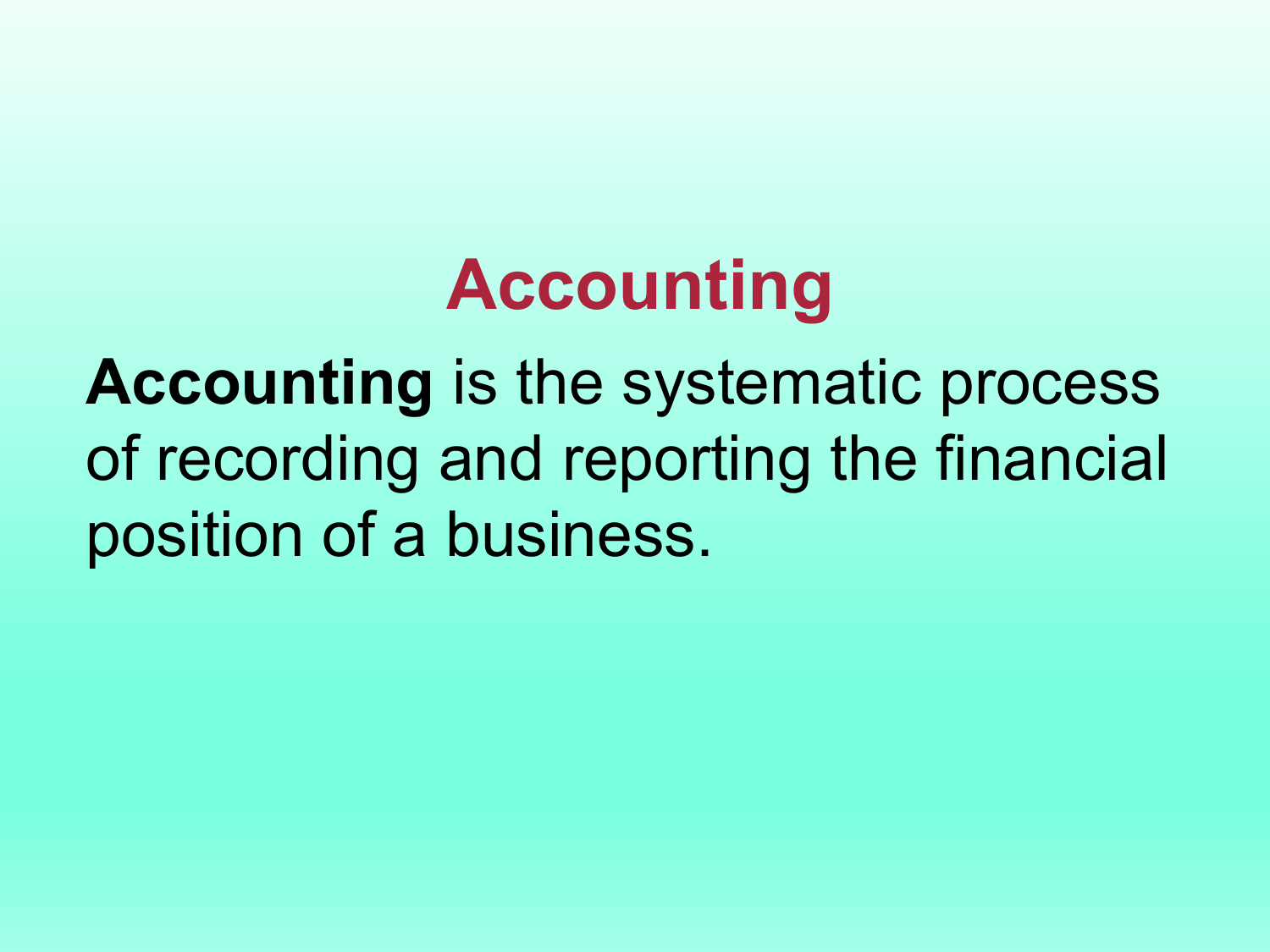# Accounting

**Accounting** is the systematic process of recording and reporting the financial position of a business.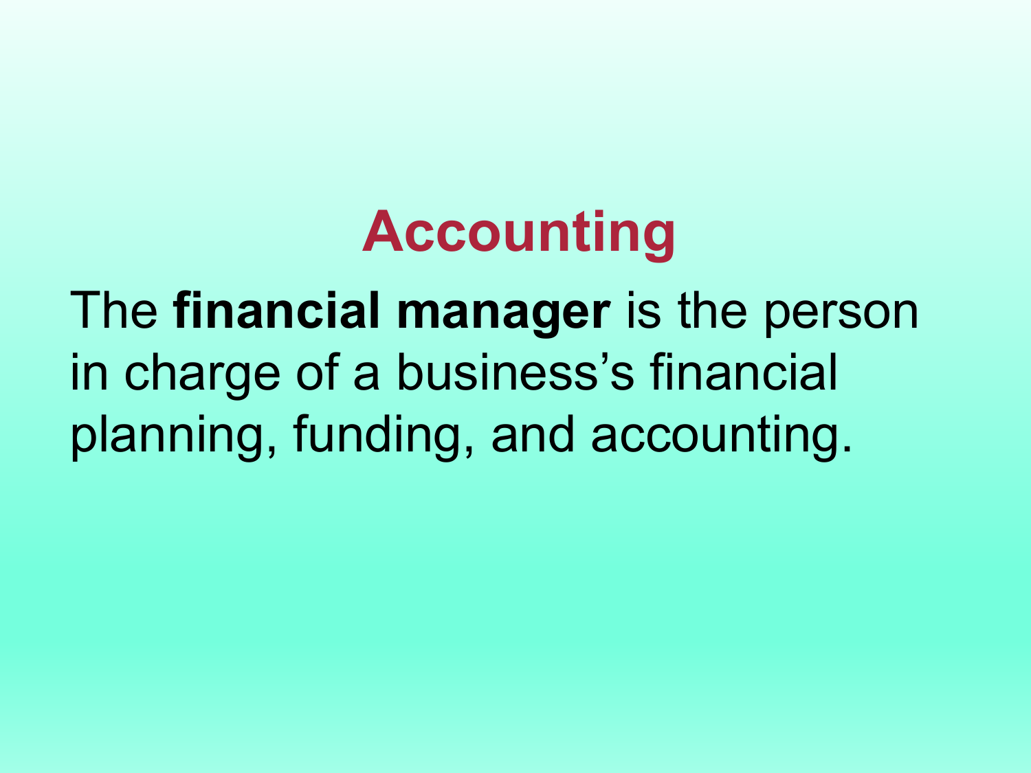# Accounting

The **financial manager** is the person in charge of a business's financial planning, funding, and accounting.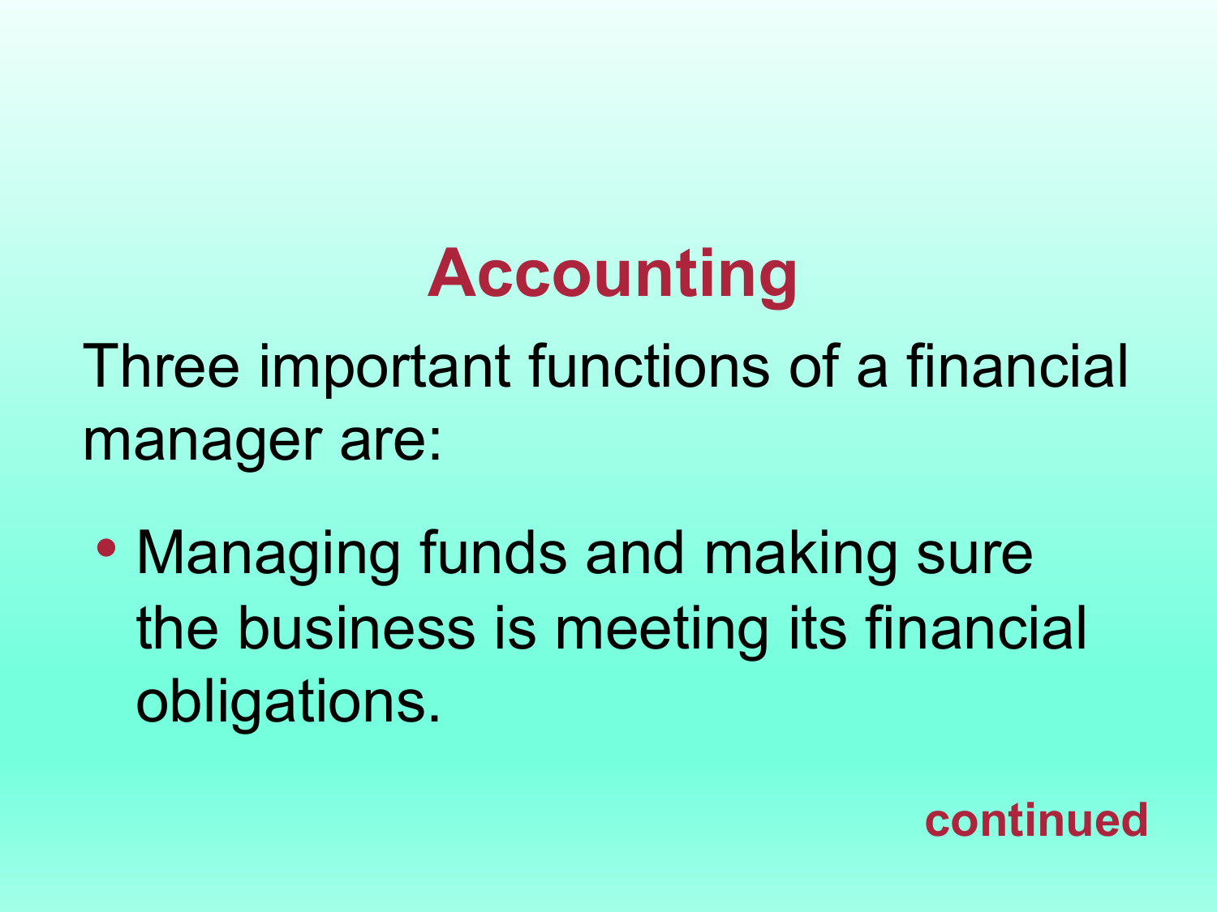# Accounting

Three important functions of a financial manager are:

- Managing funds and making sure the business is meeting its financial obligations.

**continued**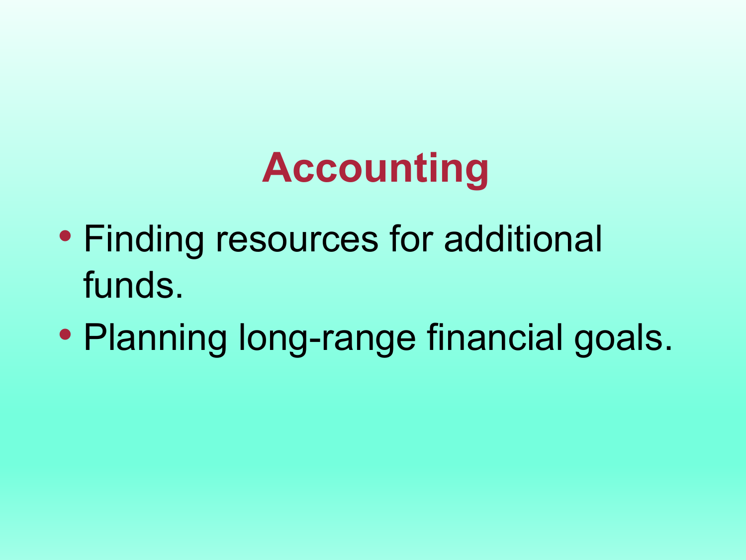# Accounting

- Finding resources for additional funds.
- Planning long-range financial goals.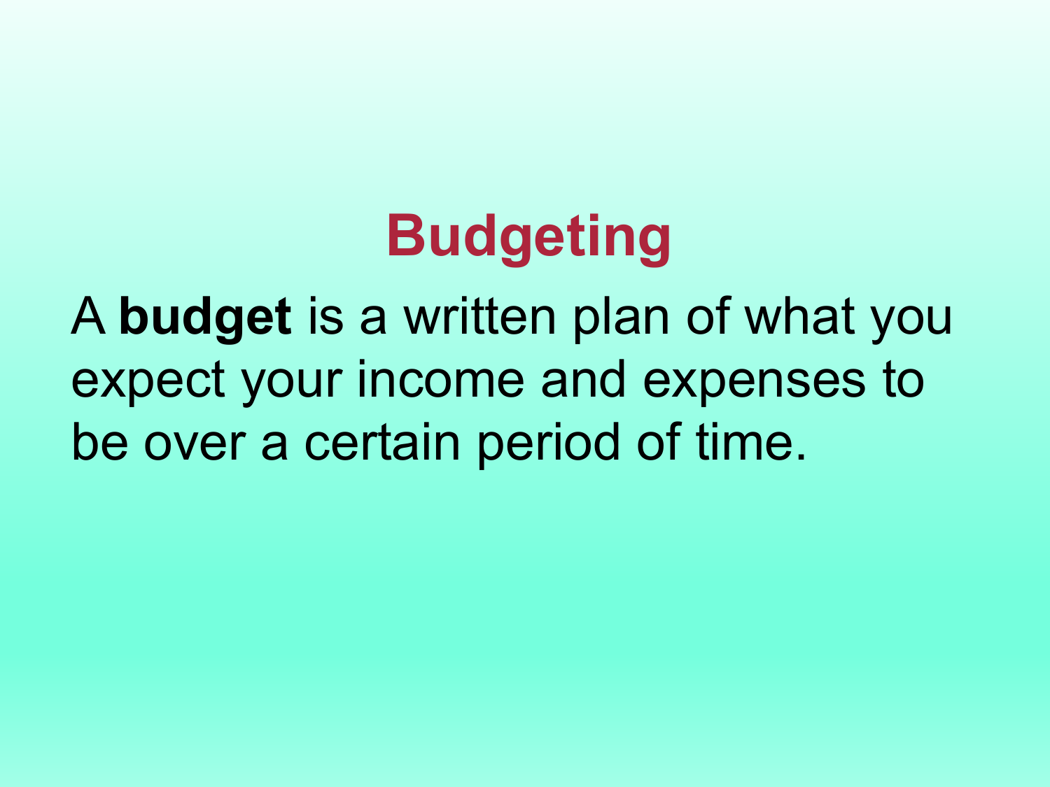# Budgeting

A **budget** is a written plan of what you expect your income and expenses to be over a certain period of time.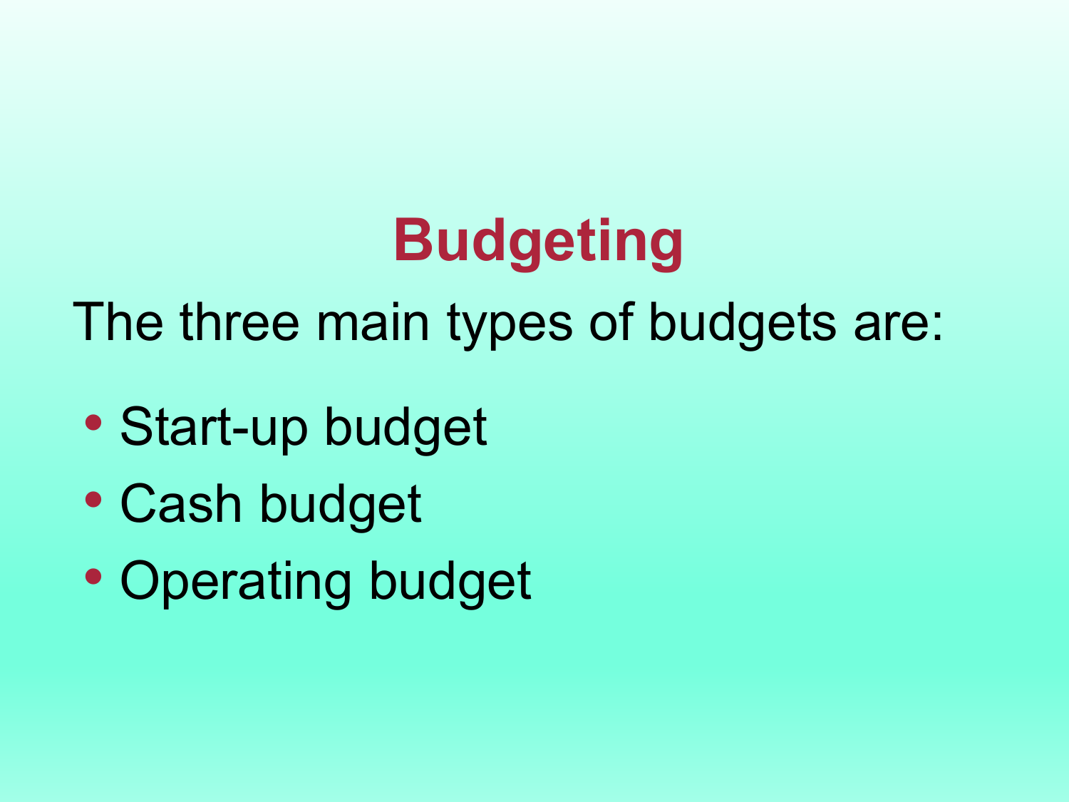# Budgeting

The three main types of budgets are:

- Start-up budget
- Cash budget
- Operating budget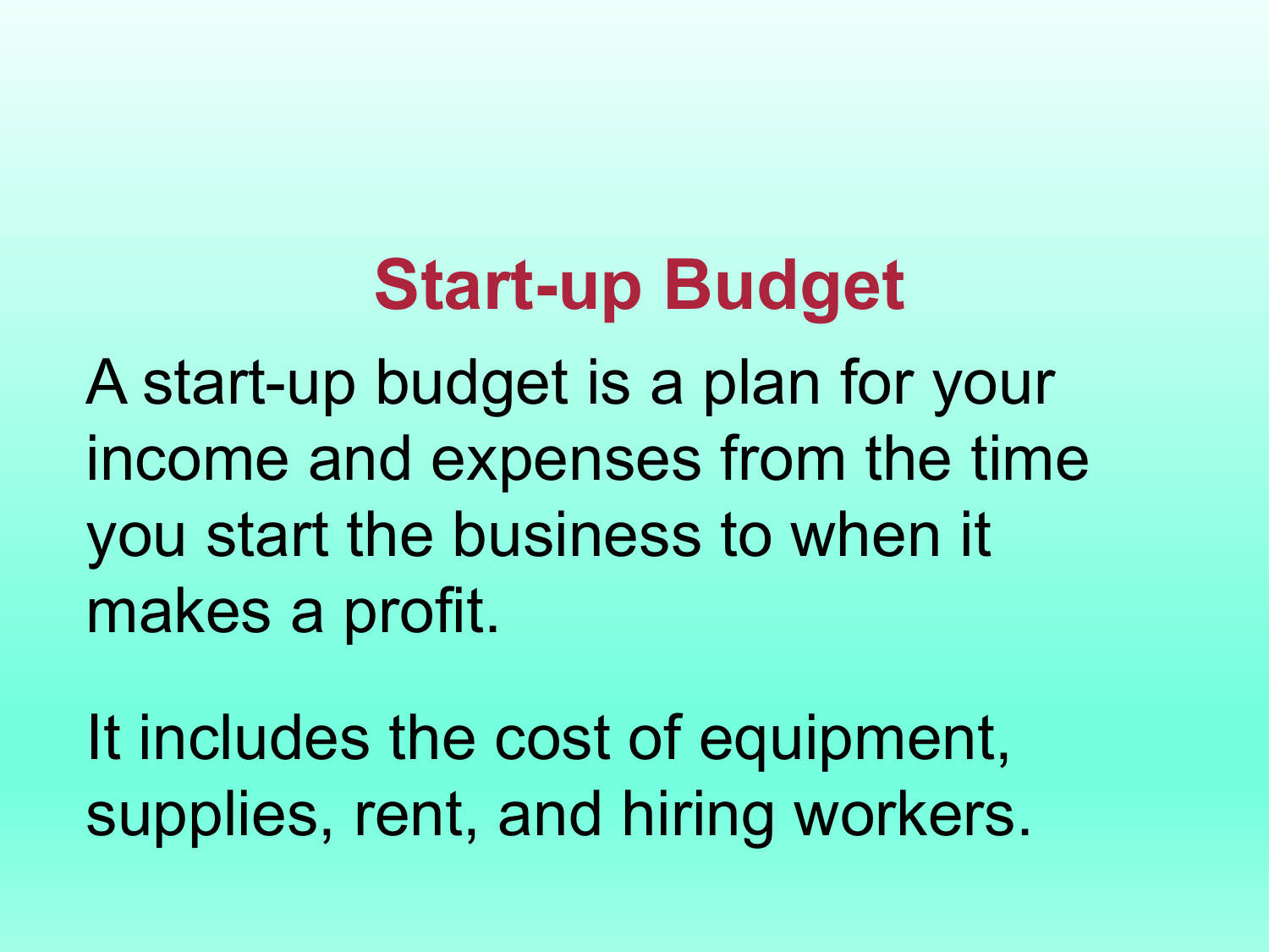# Start-up Budget

A start-up budget is a plan for your income and expenses from the time you start the business to when it makes a profit.

It includes the cost of equipment, supplies, rent, and hiring workers.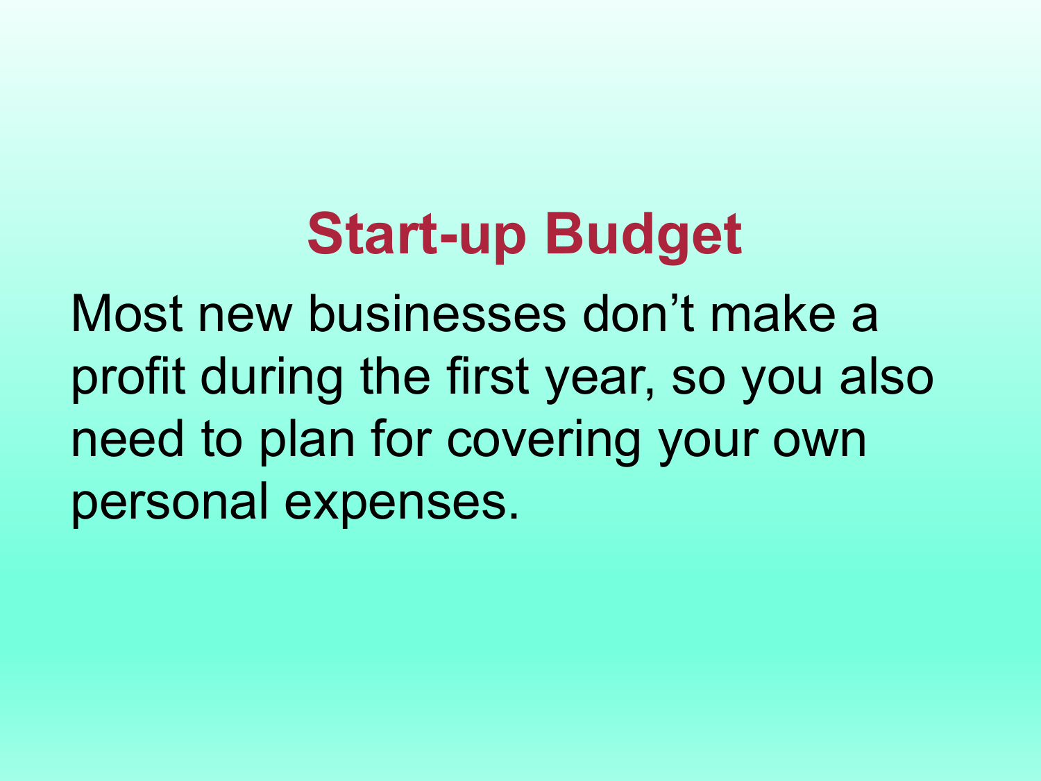## Start-up Budget

Most new businesses don’t make a profit during the first year, so you also need to plan for covering your own personal expenses.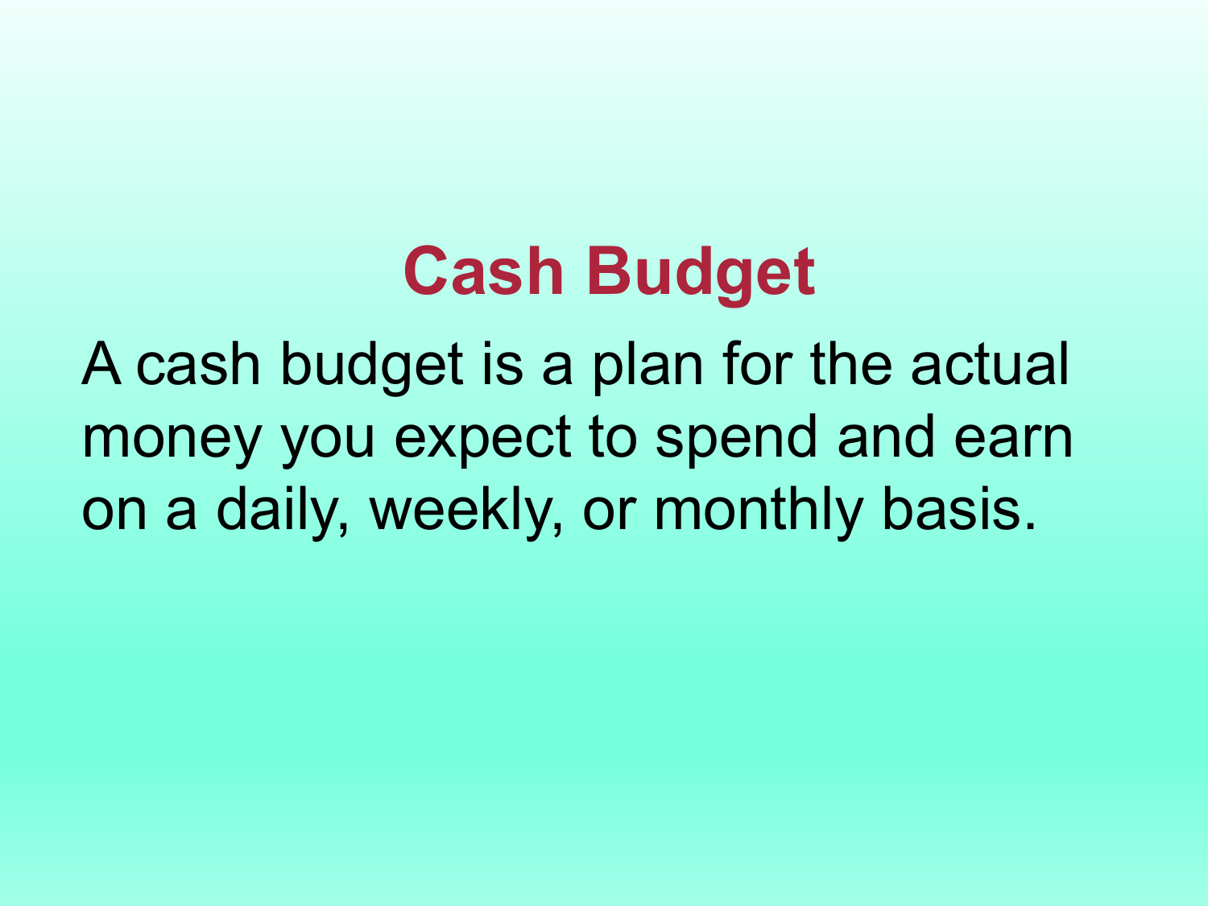# Cash Budget

A cash budget is a plan for the actual money you expect to spend and earn on a daily, weekly, or monthly basis.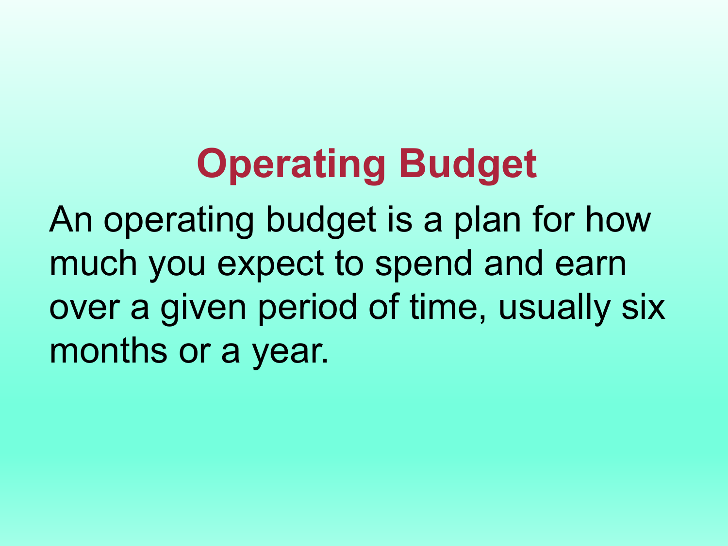# Operating Budget

An operating budget is a plan for how much you expect to spend and earn over a given period of time, usually six months or a year.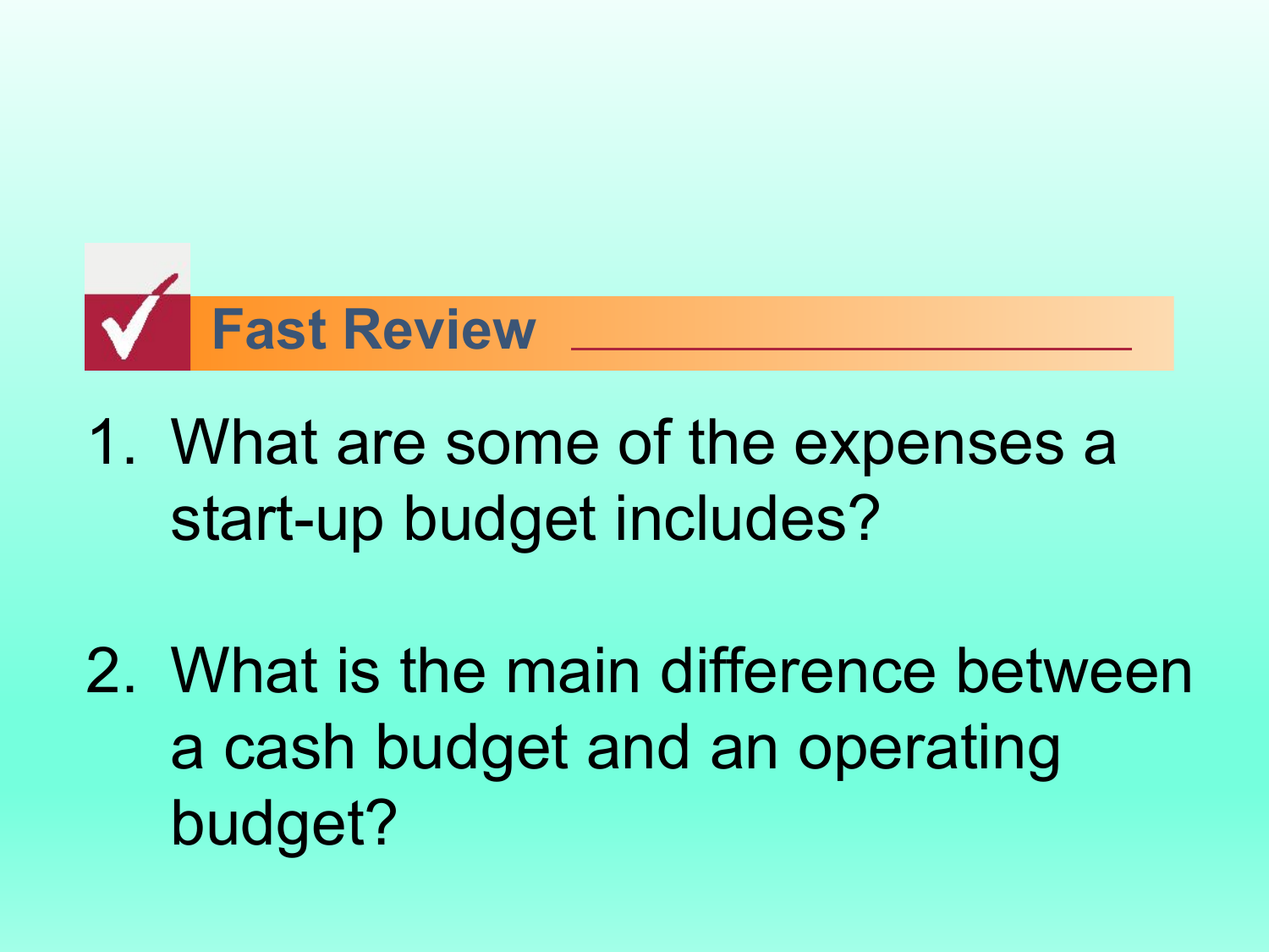## Fast Review

1. What are some of the expenses a start-up budget includes?

2. What is the main difference between a cash budget and an operating budget?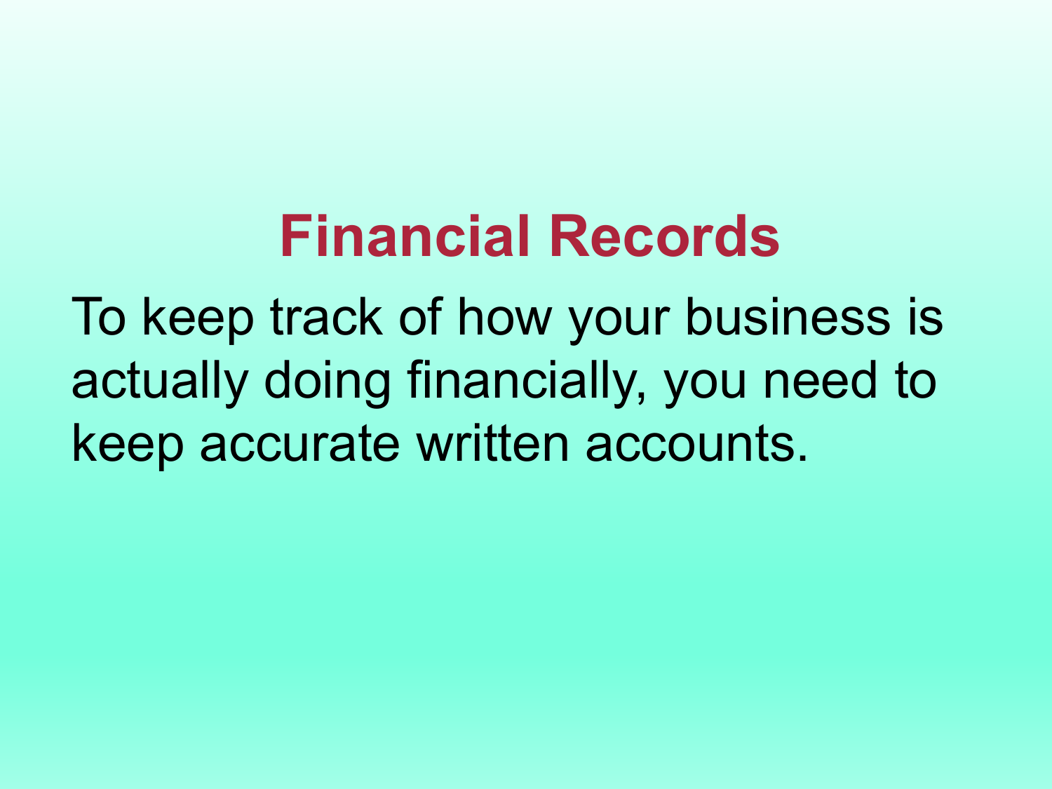# Financial Records

To keep track of how your business is actually doing financially, you need to keep accurate written accounts.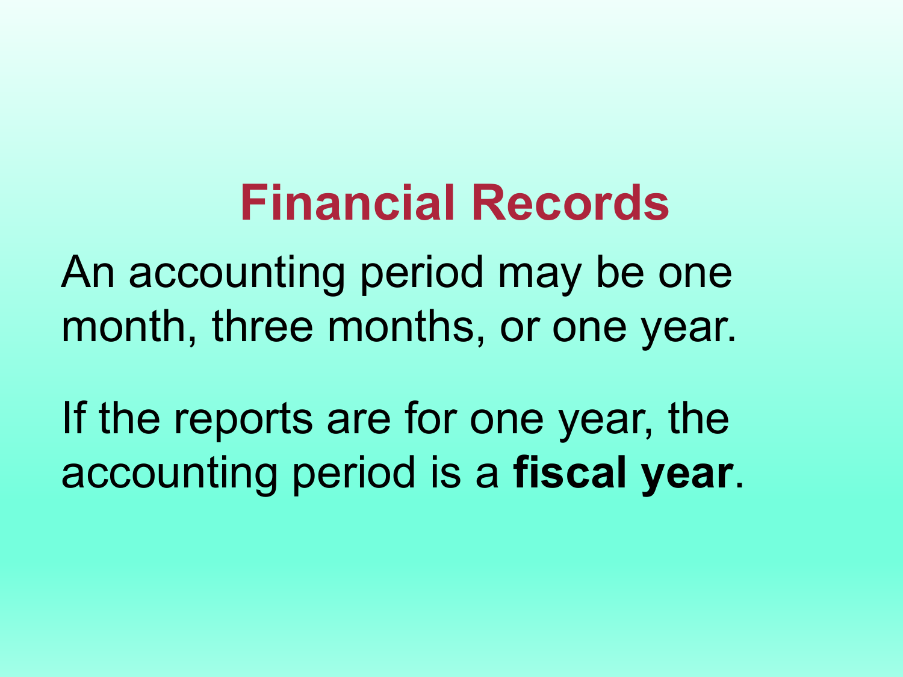# Financial Records

An accounting period may be one month, three months, or one year.

If the reports are for one year, the accounting period is a **fiscal year**.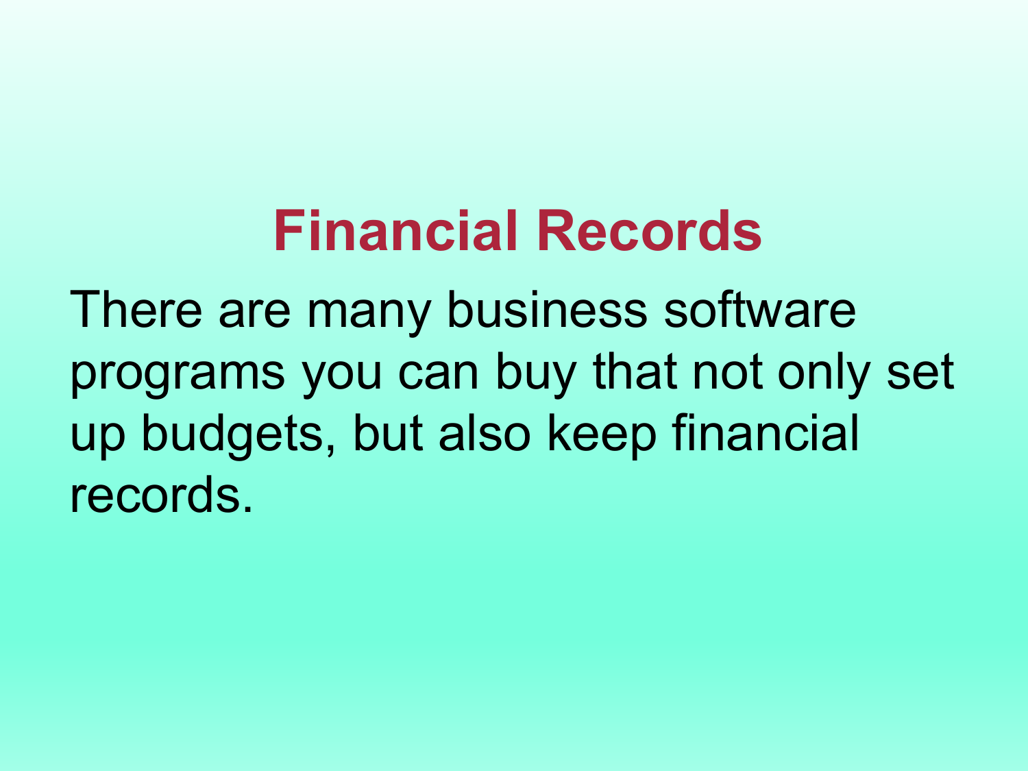# Financial Records

There are many business software programs you can buy that not only set up budgets, but also keep financial records.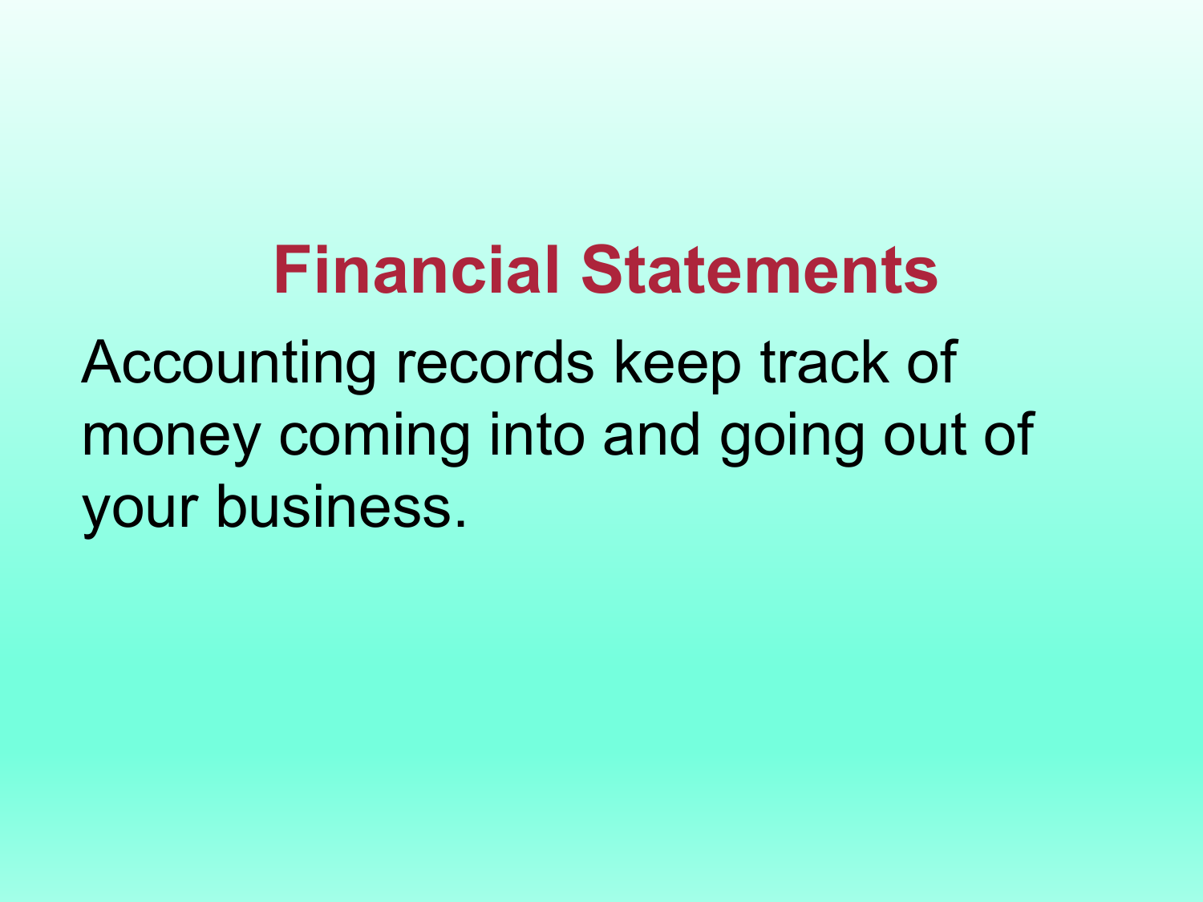# Financial Statements

Accounting records keep track of money coming into and going out of your business.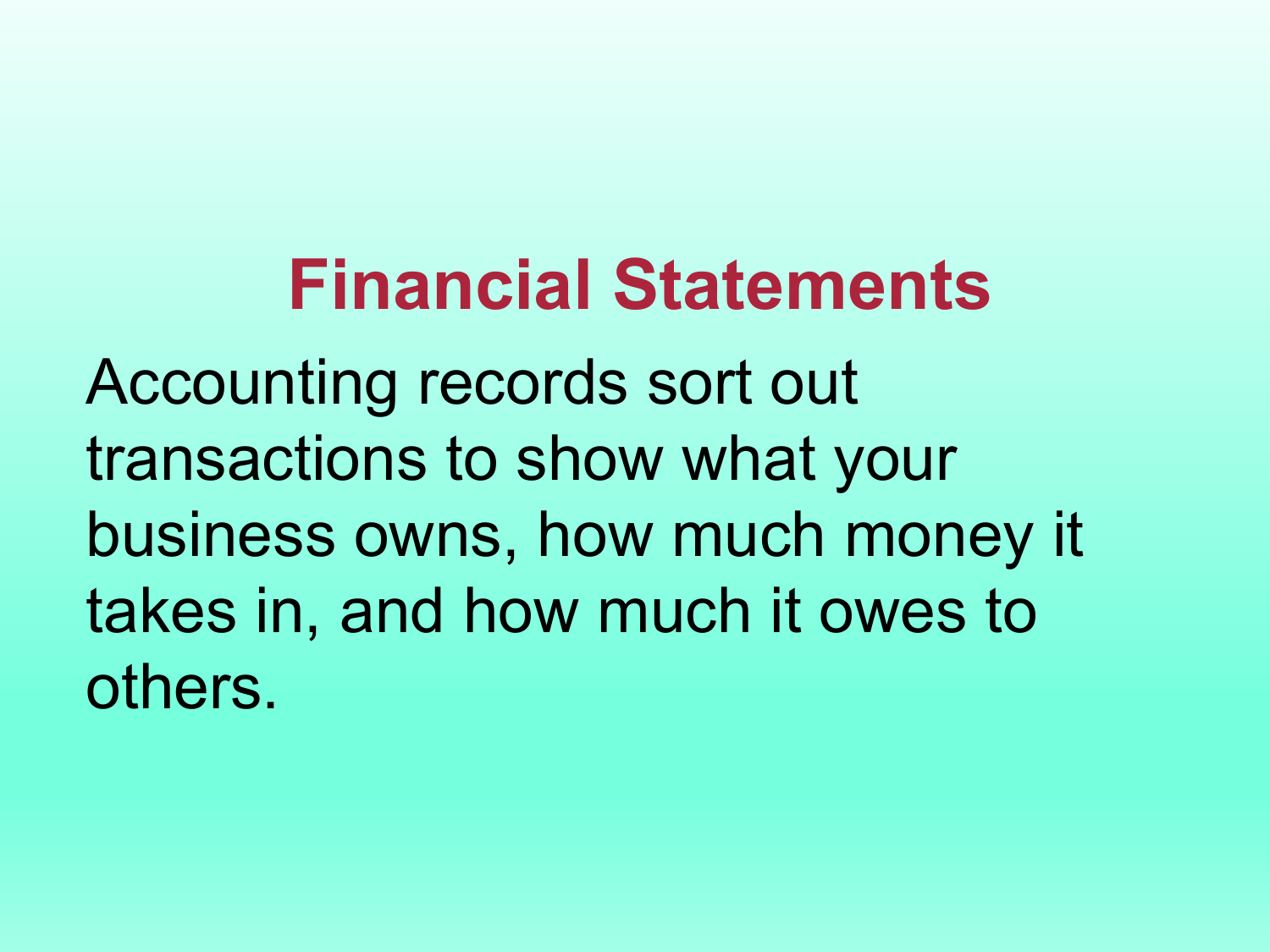# Financial Statements

Accounting records sort out transactions to show what your business owns, how much money it takes in, and how much it owes to others.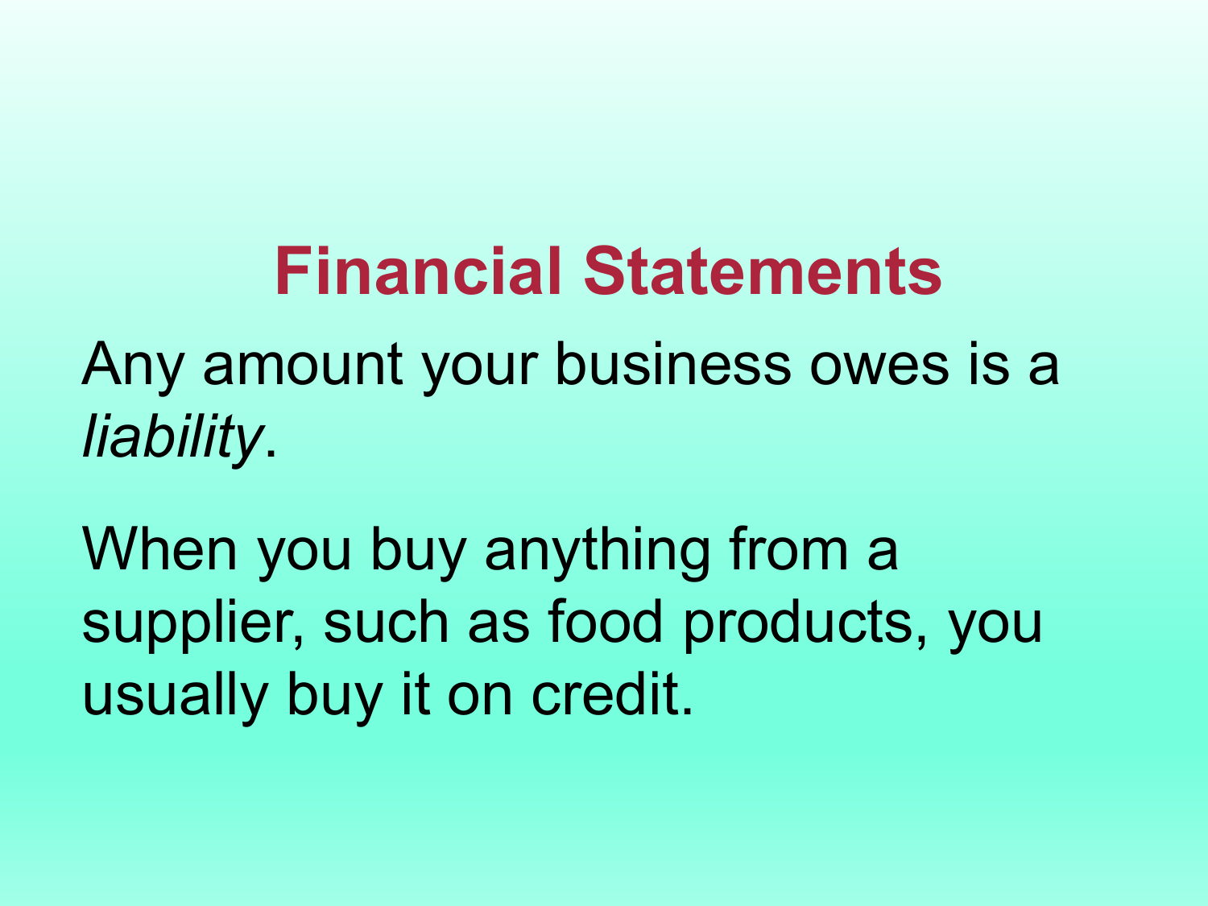# Financial Statements

Any amount your business owes is a *liability*.

When you buy anything from a supplier, such as food products, you usually buy it on credit.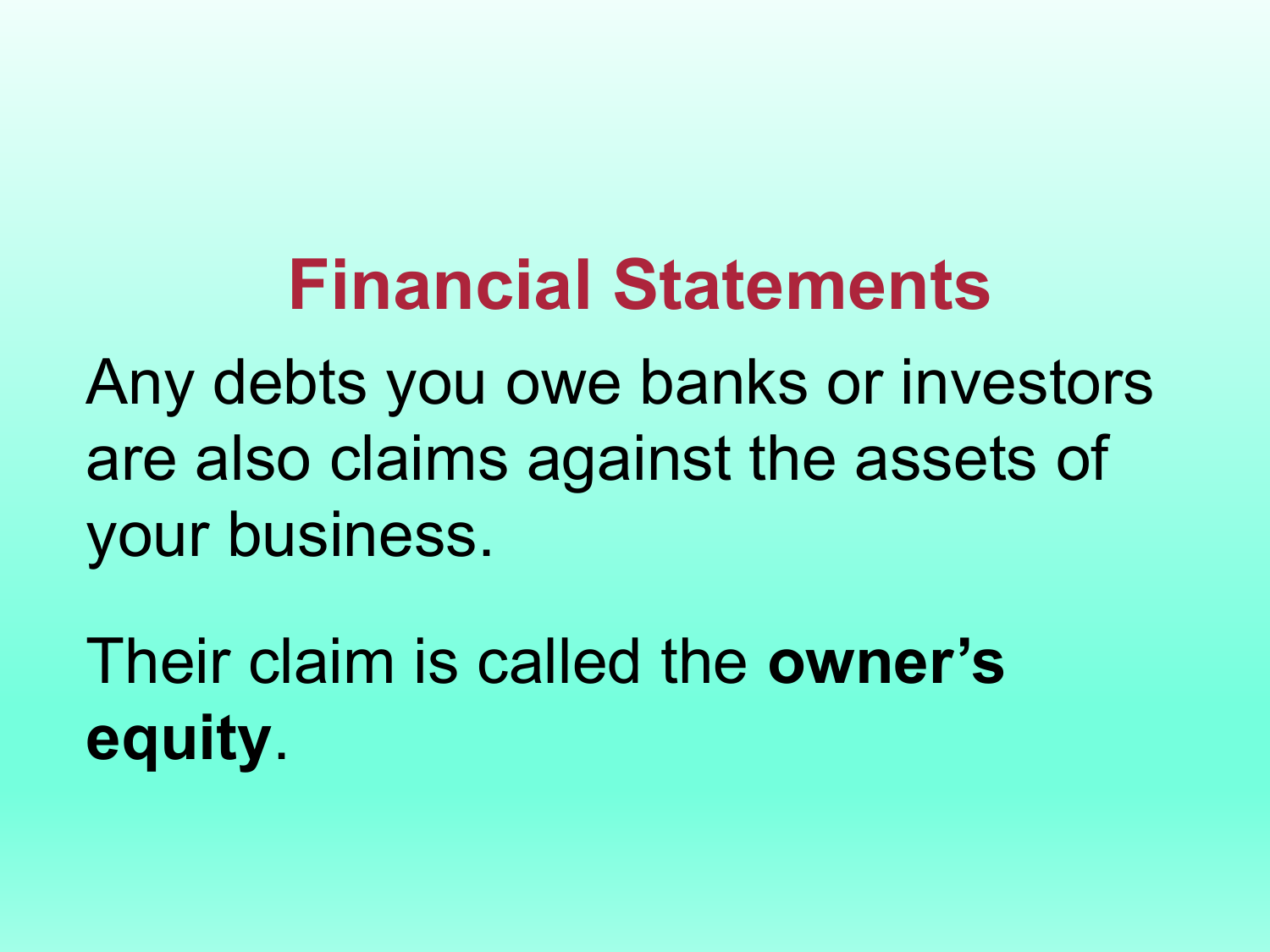# Financial Statements

Any debts you owe banks or investors are also claims against the assets of your business.

Their claim is called the **owner's equity**.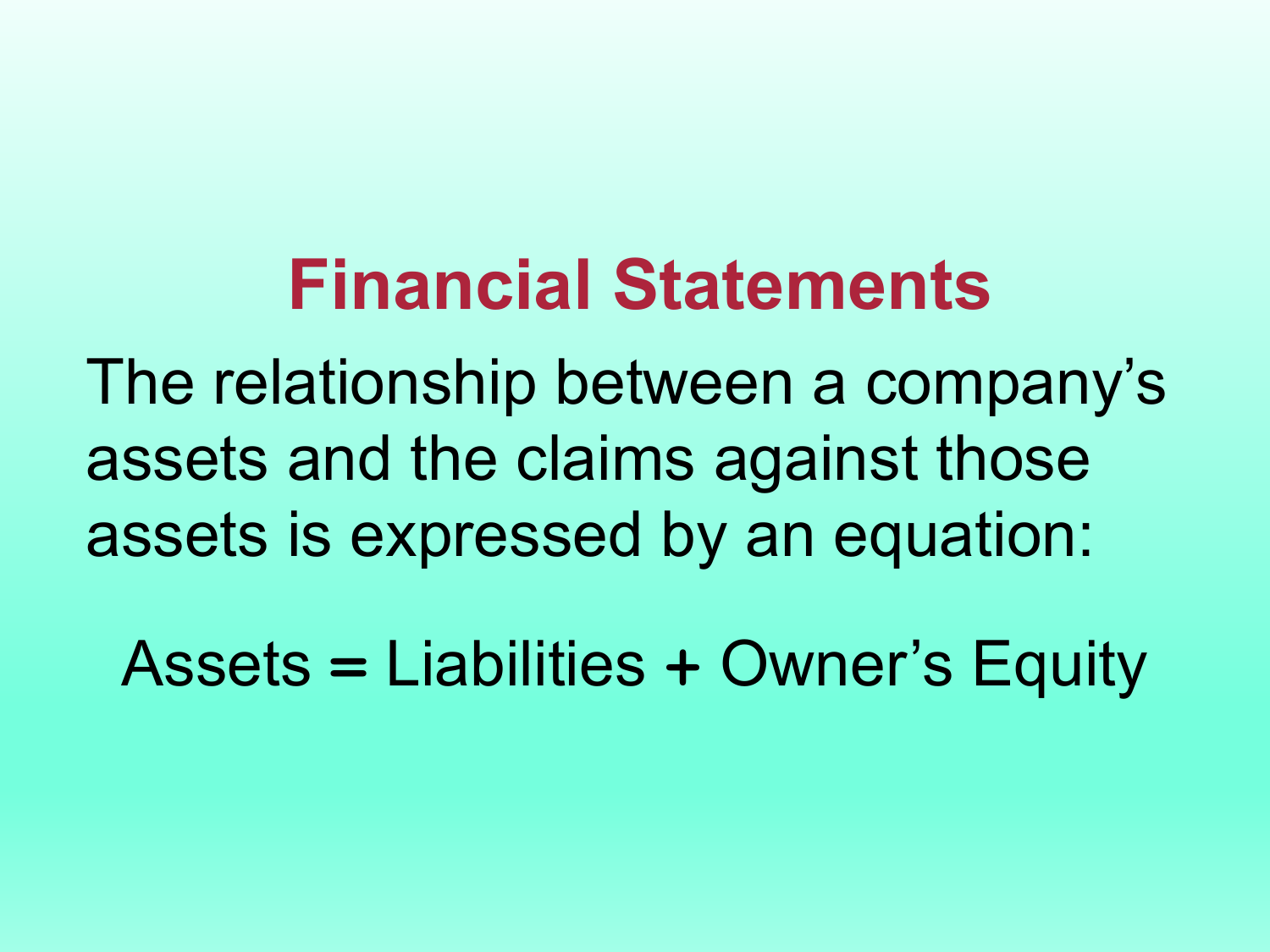# Financial Statements

The relationship between a company's assets and the claims against those assets is expressed by an equation:

Assets = Liabilities + Owner's Equity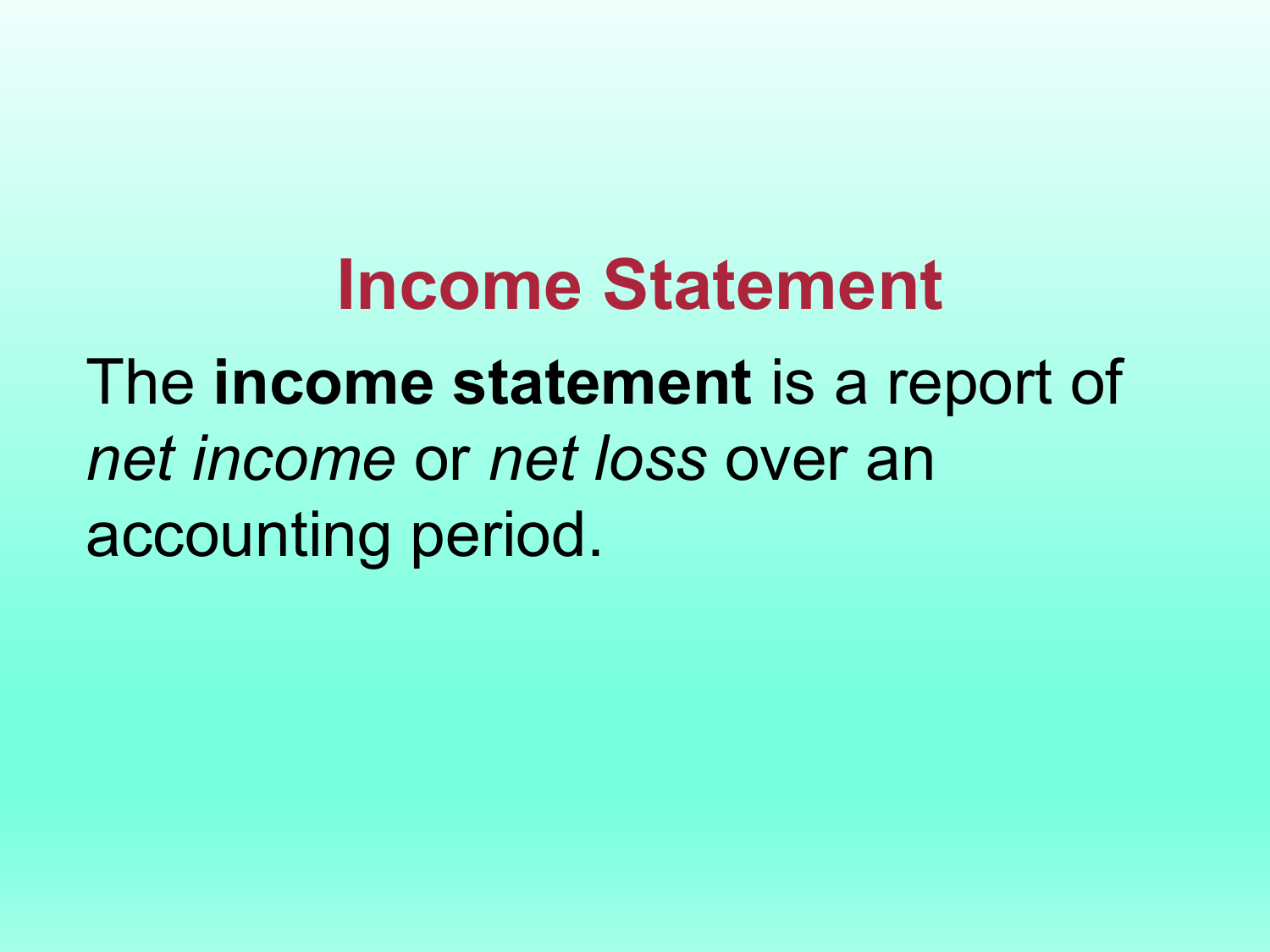# Income Statement

The **income statement** is a report of *net income* or *net loss* over an accounting period.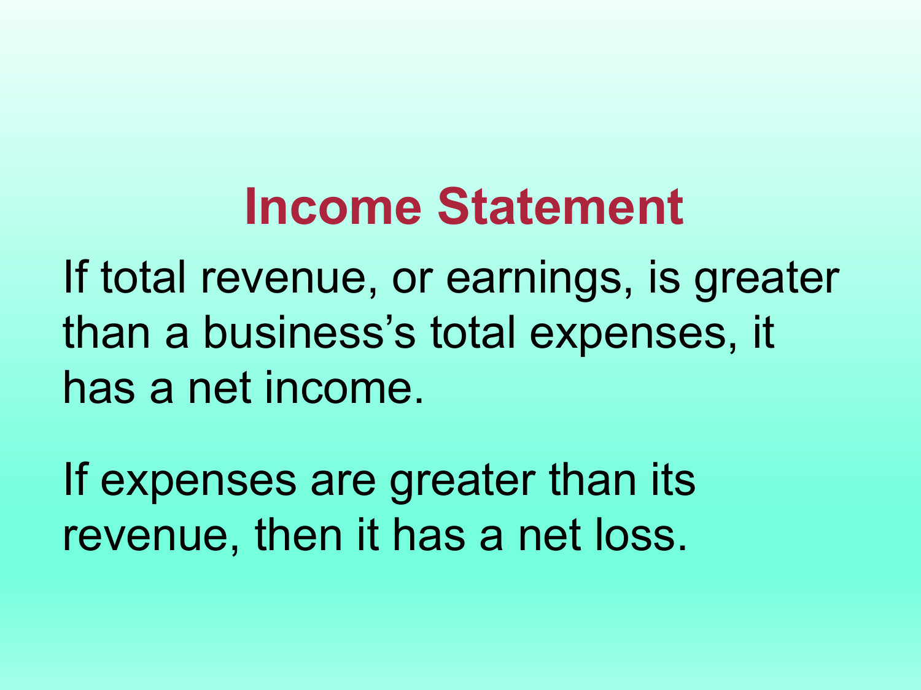# Income Statement

If total revenue, or earnings, is greater than a business's total expenses, it has a net income.

If expenses are greater than its revenue, then it has a net loss.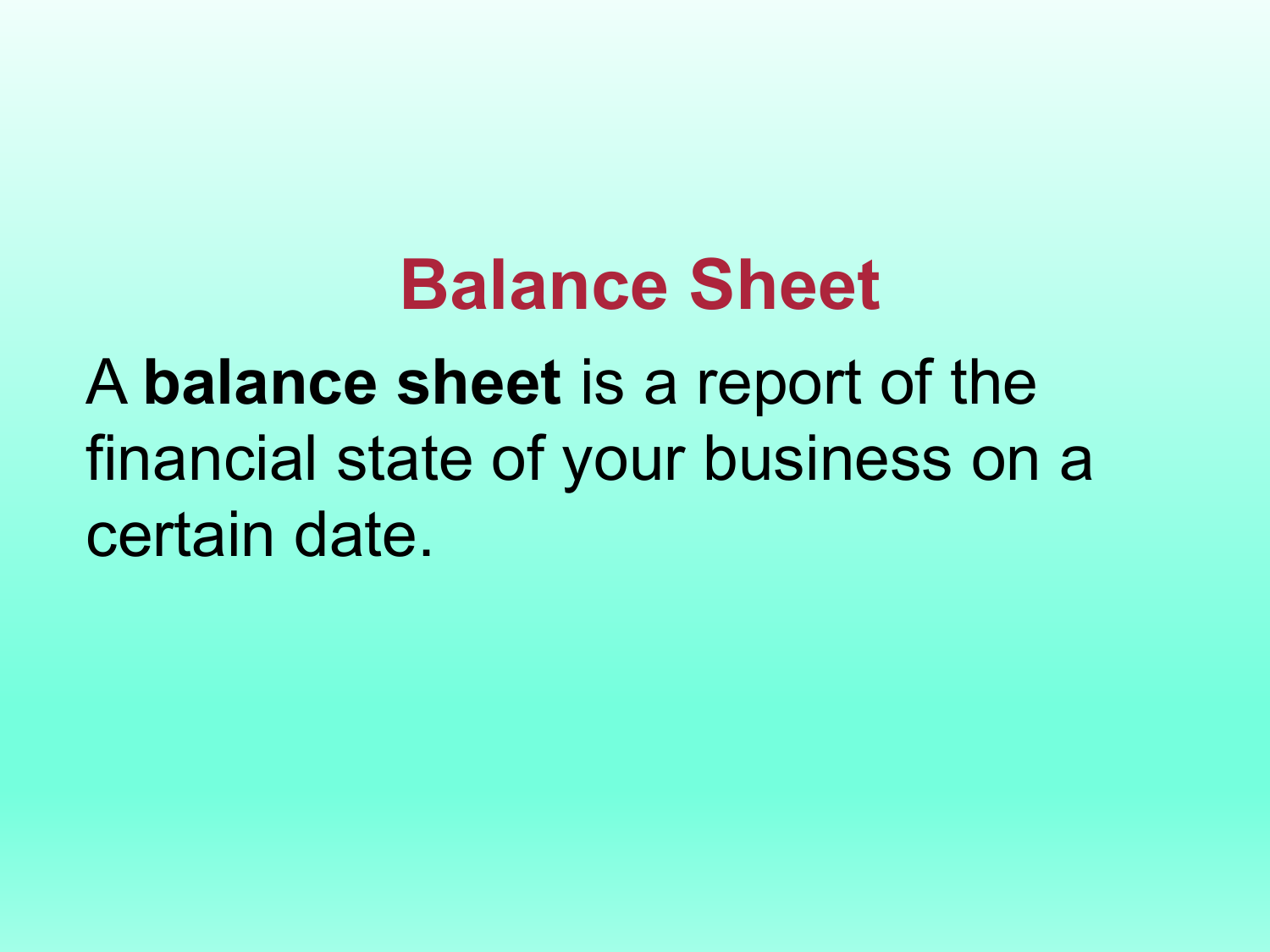# Balance Sheet

A **balance sheet** is a report of the financial state of your business on a certain date.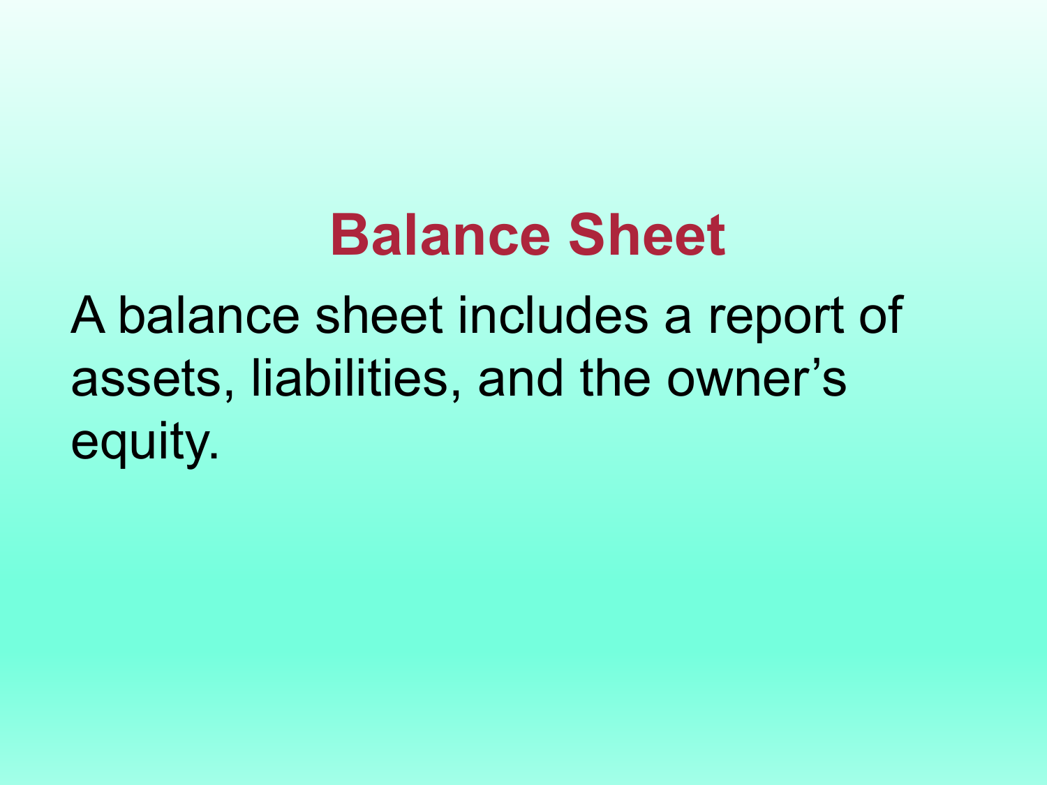# Balance Sheet

A balance sheet includes a report of assets, liabilities, and the owner’s equity.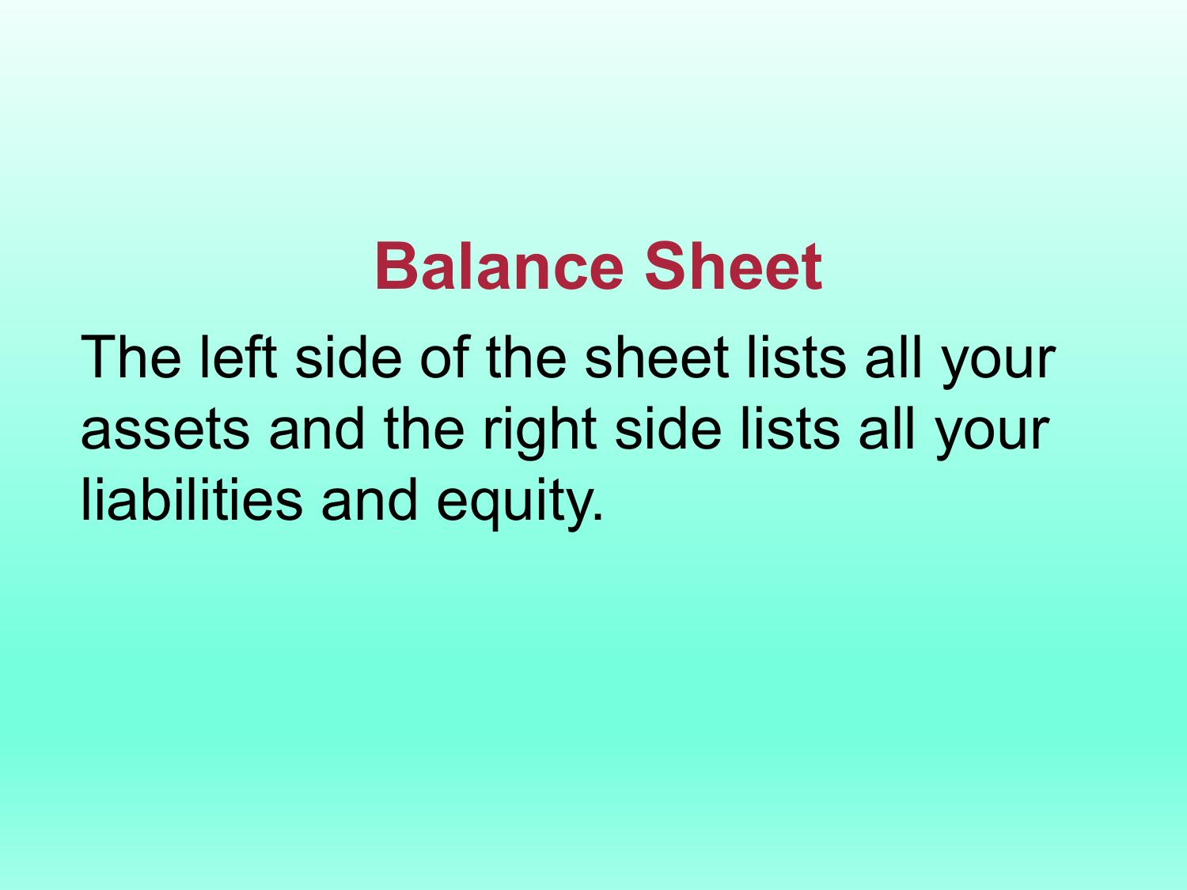# Balance Sheet

The left side of the sheet lists all your assets and the right side lists all your liabilities and equity.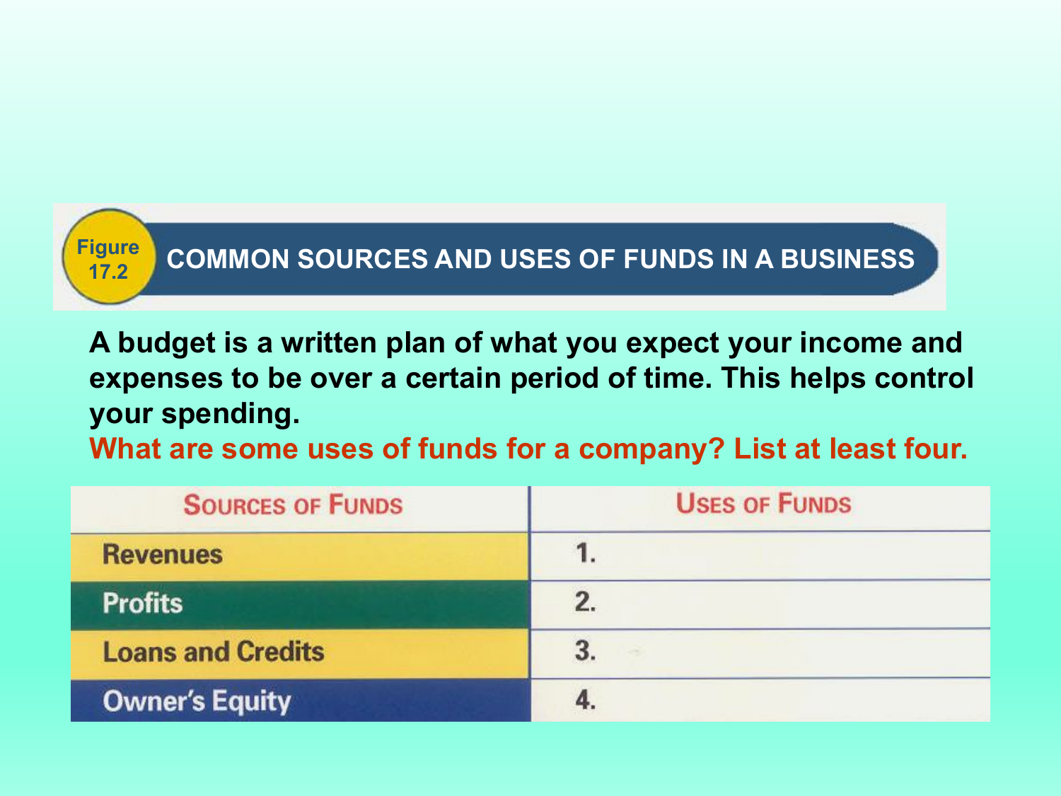Figure 17.2

## COMMON SOURCES AND USES OF FUNDS IN A BUSINESS

**A budget is a written plan of what you expect your income and expenses to be over a certain period of time. This helps control your spending.**

**What are some uses of funds for a company? List at least four.**

| Sources of Funds | Uses of Funds |
|---|---|
| Revenues | 1. |
| Profits | 2. |
| Loans and Credits | 3. |
| Owner's Equity | 4. |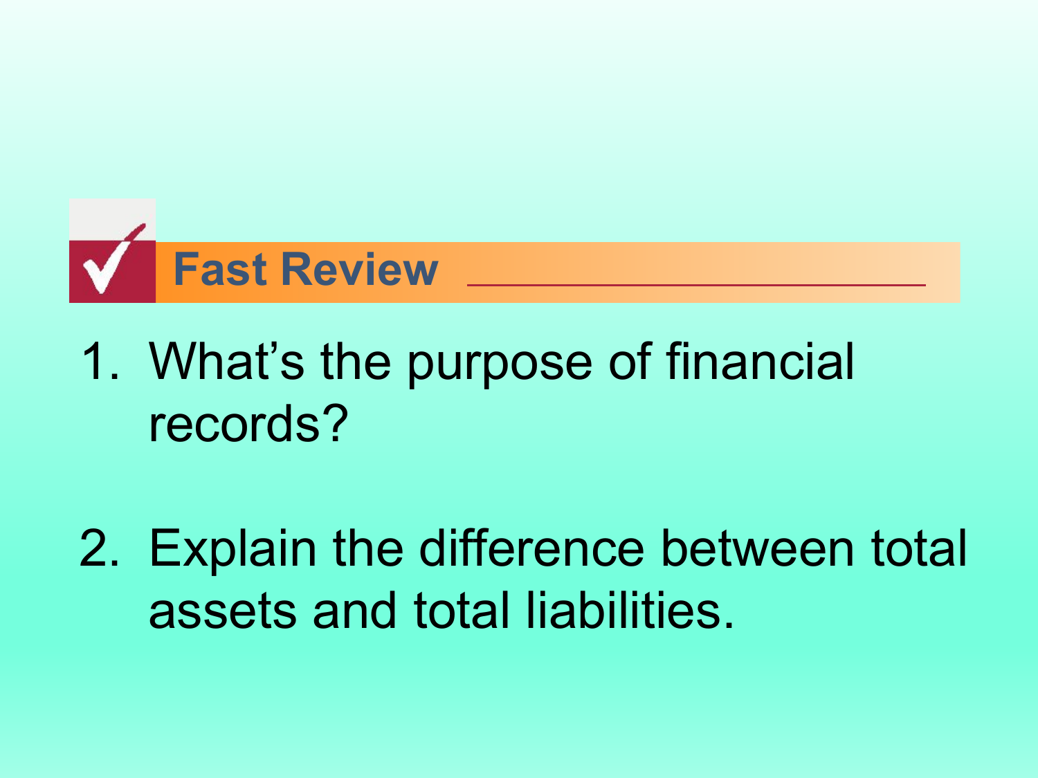## Fast Review

1. What's the purpose of financial records?

2. Explain the difference between total assets and total liabilities.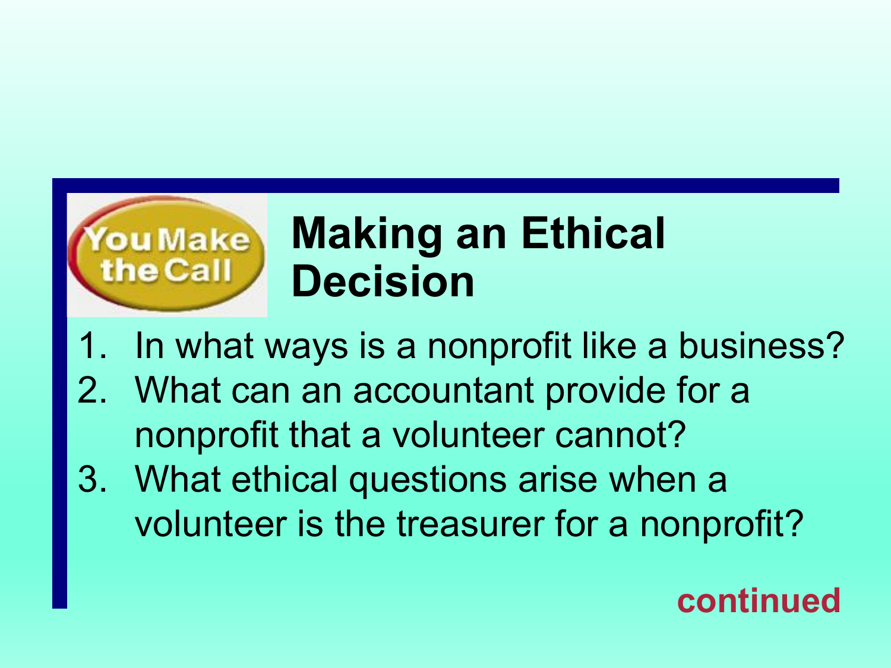You Make the Call

# Making an Ethical Decision

1. In what ways is a nonprofit like a business?
2. What can an accountant provide for a nonprofit that a volunteer cannot?
3. What ethical questions arise when a volunteer is the treasurer for a nonprofit?

**continued**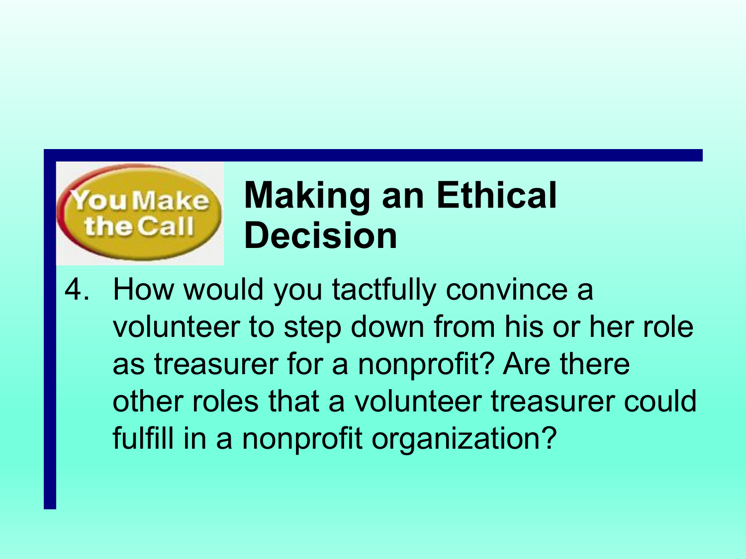You Make the Call

# Making an Ethical Decision

4. How would you tactfully convince a volunteer to step down from his or her role as treasurer for a nonprofit? Are there other roles that a volunteer treasurer could fulfill in a nonprofit organization?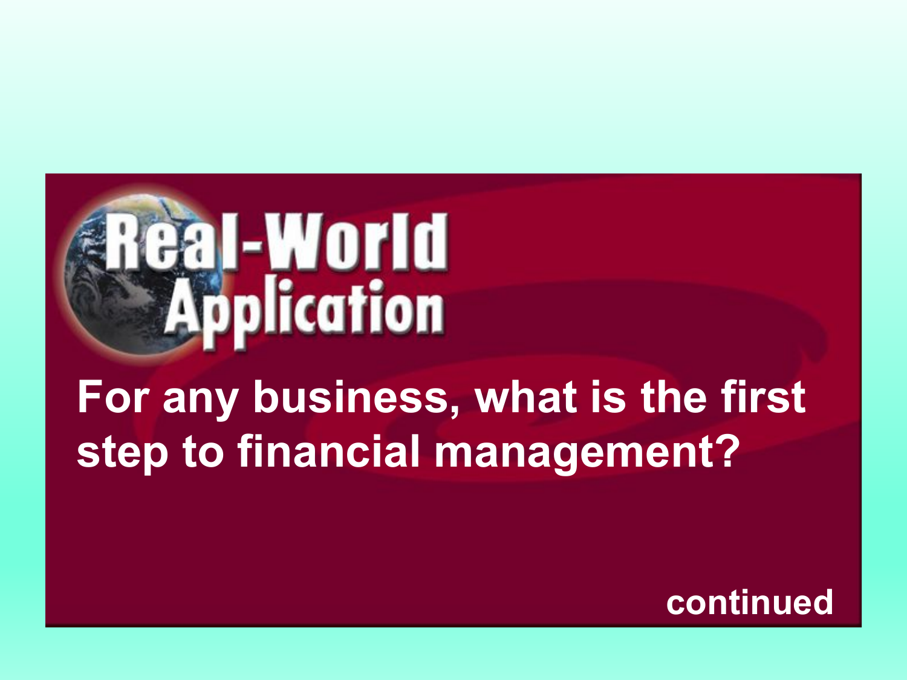# Real-World Application

**For any business, what is the first step to financial management?**

**continued**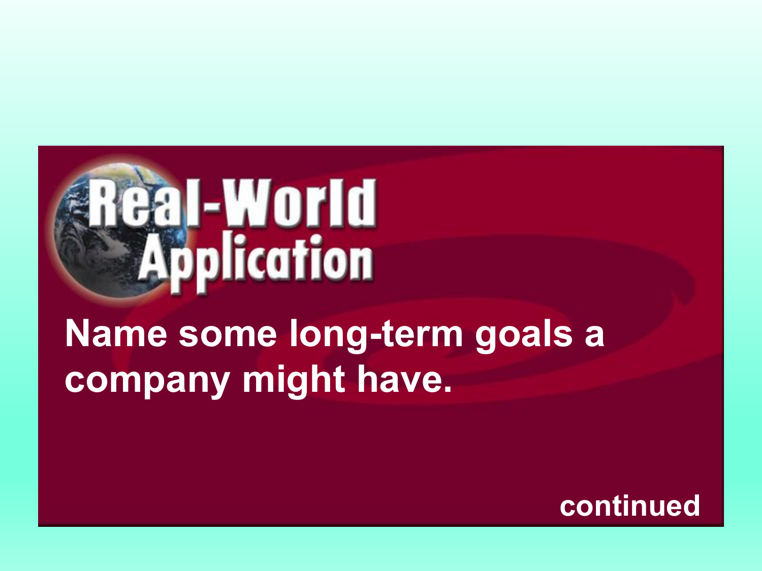# Real-World Application

Name some long-term goals a company might have.

continued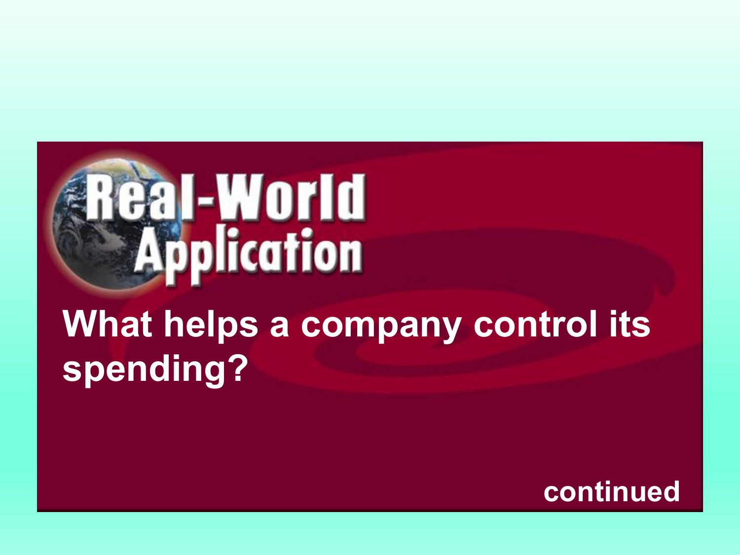## Real-World Application

**What helps a company control its spending?**

**continued**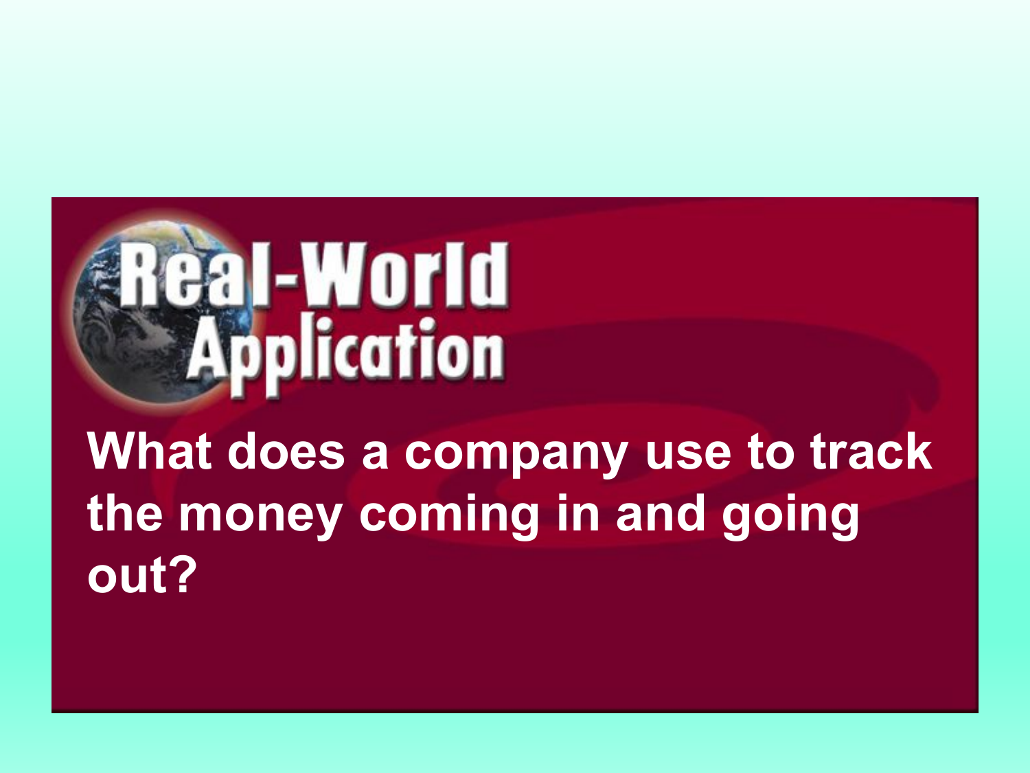# Real-World Application

**What does a company use to track the money coming in and going out?**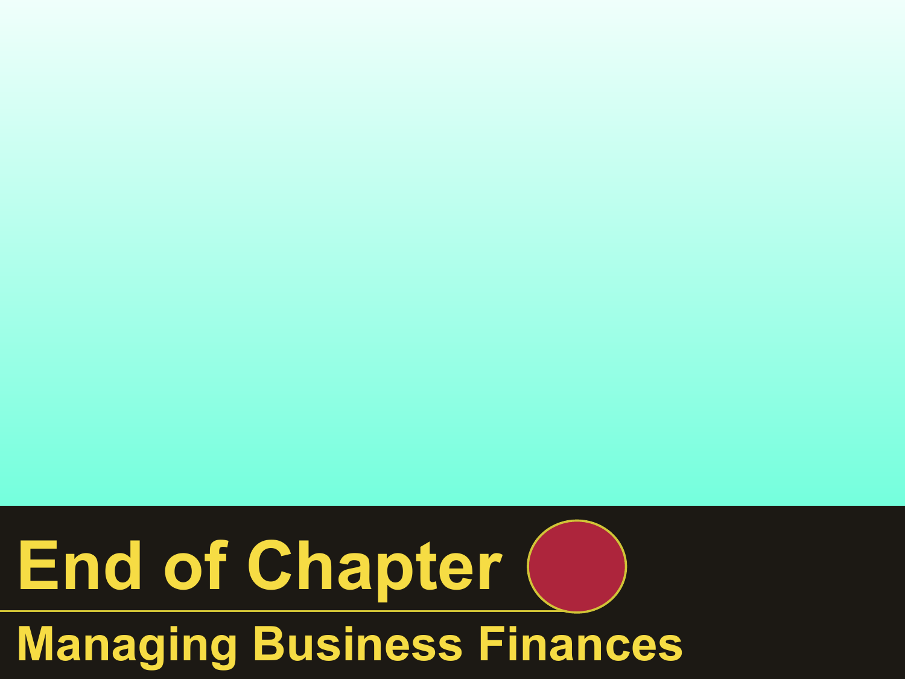# End of Chapter

## Managing Business Finances